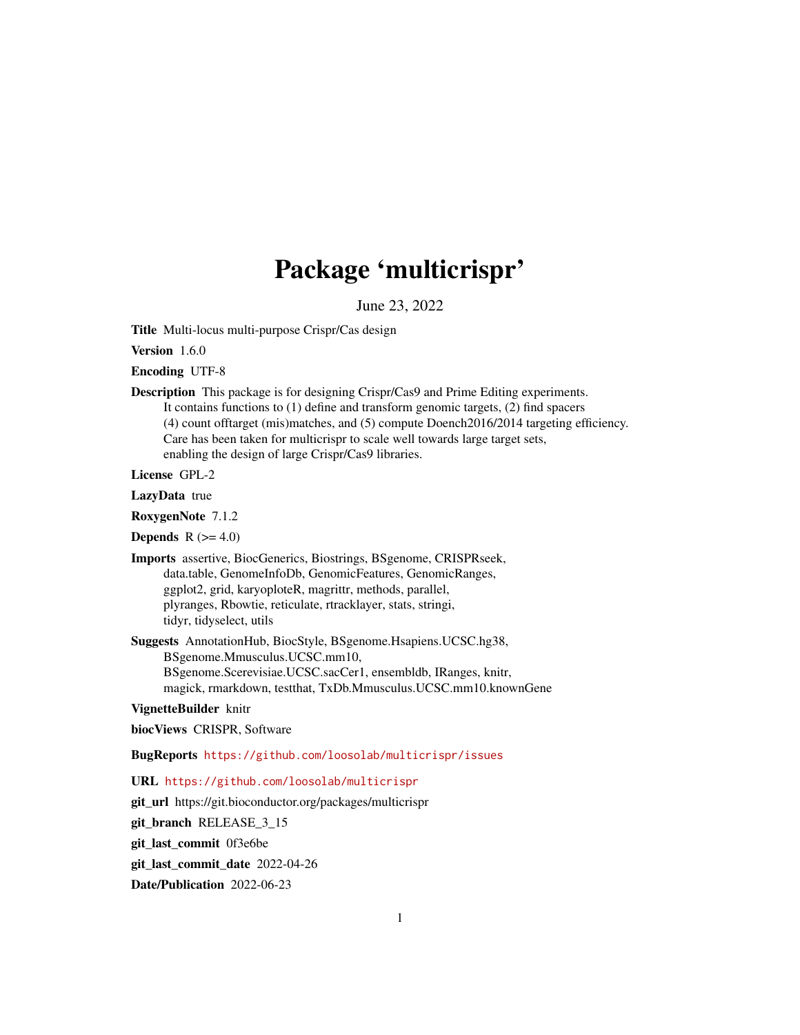# Package 'multicrispr'

June 23, 2022

**Title** Multi-locus multi-purpose Crispr/Cas design

**Version** 1.6.0

**Encoding** UTF-8

**Description** This package is for designing Crispr/Cas9 and Prime Editing experiments. It contains functions to (1) define and transform genomic targets, (2) find spacers (4) count offtarget (mis)matches, and (5) compute Doench2016/2014 targeting efficiency. Care has been taken for multicrispr to scale well towards large target sets, enabling the design of large Crispr/Cas9 libraries.

**License** GPL-2

**LazyData** true

**RoxygenNote** 7.1.2

**Depends** R (>= 4.0)

**Imports** assertive, BiocGenerics, Biostrings, BSgenome, CRISPRseek, data.table, GenomeInfoDb, GenomicFeatures, GenomicRanges, ggplot2, grid, karyoploteR, magrittr, methods, parallel, plyranges, Rbowtie, reticulate, rtracklayer, stats, stringi, tidyr, tidyselect, utils

**Suggests** AnnotationHub, BiocStyle, BSgenome.Hsapiens.UCSC.hg38, BSgenome.Mmusculus.UCSC.mm10, BSgenome.Scerevisiae.UCSC.sacCer1, ensembldb, IRanges, knitr, magick, rmarkdown, testthat, TxDb.Mmusculus.UCSC.mm10.knownGene

**VignetteBuilder** knitr

**biocViews** CRISPR, Software

**BugReports** https://github.com/loosolab/multicrispr/issues

**URL** https://github.com/loosolab/multicrispr

**git_url** https://git.bioconductor.org/packages/multicrispr

**git_branch** RELEASE_3_15

**git_last_commit** 0f3e6be

**git_last_commit_date** 2022-04-26

**Date/Publication** 2022-06-23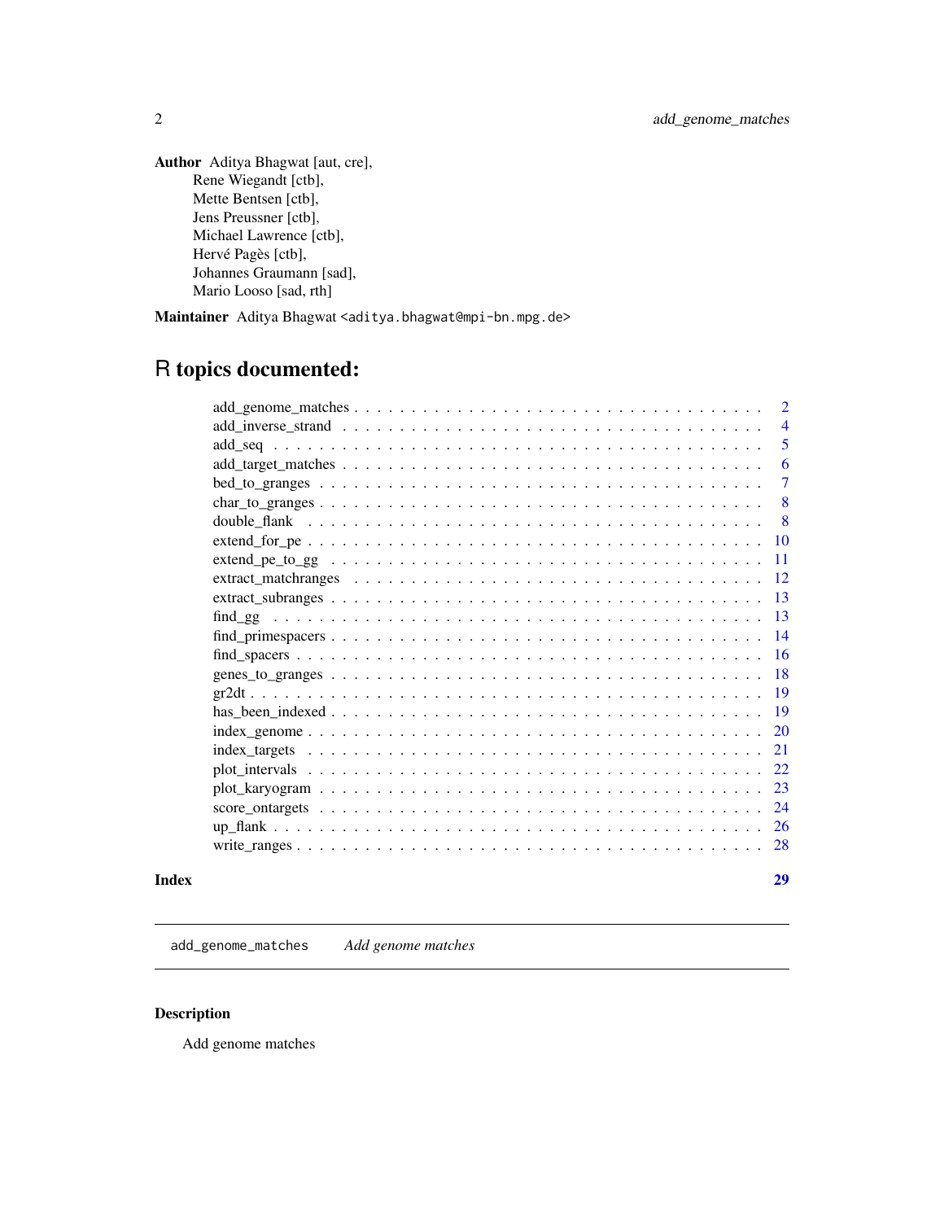**Author** Aditya Bhagwat [aut, cre],
Rene Wiegandt [ctb],
Mette Bentsen [ctb],
Jens Preussner [ctb],
Michael Lawrence [ctb],
Hervé Pagès [ctb],
Johannes Graumann [sad],
Mario Looso [sad, rth]

**Maintainer** Aditya Bhagwat <aditya.bhagwat@mpi-bn.mpg.de>

# R topics documented:

| | |
|---|---|
| add_genome_matches | 2 |
| add_inverse_strand | 4 |
| add_seq | 5 |
| add_target_matches | 6 |
| bed_to_granges | 7 |
| char_to_granges | 8 |
| double_flank | 8 |
| extend_for_pe | 10 |
| extend_pe_to_gg | 11 |
| extract_matchranges | 12 |
| extract_subranges | 13 |
| find_gg | 13 |
| find_primespacers | 14 |
| find_spacers | 16 |
| genes_to_granges | 18 |
| gr2dt | 19 |
| has_been_indexed | 19 |
| index_genome | 20 |
| index_targets | 21 |
| plot_intervals | 22 |
| plot_karyogram | 23 |
| score_ontargets | 24 |
| up_flank | 26 |
| write_ranges | 28 |
| **Index** | **29** |

---

`add_genome_matches` *Add genome matches*

---

## Description

Add genome matches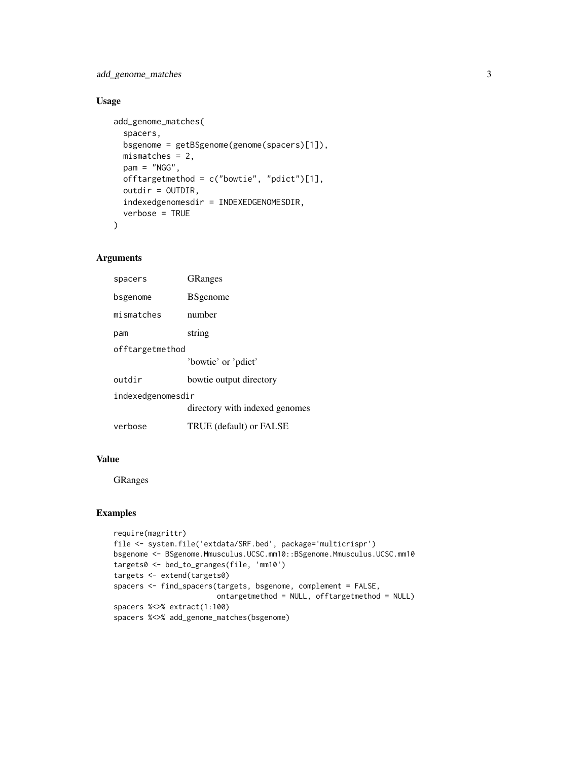## Usage

```
add_genome_matches(
  spacers,
  bsgenome = getBSgenome(genome(spacers)[1]),
  mismatches = 2,
  pam = "NGG",
  offtargetmethod = c("bowtie", "pdict")[1],
  outdir = OUTDIR,
  indexedgenomesdir = INDEXEDGENOMESDIR,
  verbose = TRUE
)
```

## Arguments

| | |
|---|---|
| `spacers` | GRanges |
| `bsgenome` | BSgenome |
| `mismatches` | number |
| `pam` | string |
| `offtargetmethod` | 'bowtie' or 'pdict' |
| `outdir` | bowtie output directory |
| `indexedgenomesdir` | directory with indexed genomes |
| `verbose` | TRUE (default) or FALSE |

## Value

GRanges

## Examples

```
require(magrittr)
file <- system.file('extdata/SRF.bed', package='multicrispr')
bsgenome <- BSgenome.Mmusculus.UCSC.mm10::BSgenome.Mmusculus.UCSC.mm10
targets0 <- bed_to_granges(file, 'mm10')
targets <- extend(targets0)
spacers <- find_spacers(targets, bsgenome, complement = FALSE,
                        ontargetmethod = NULL, offtargetmethod = NULL)
spacers %<>% extract(1:100)
spacers %<>% add_genome_matches(bsgenome)
```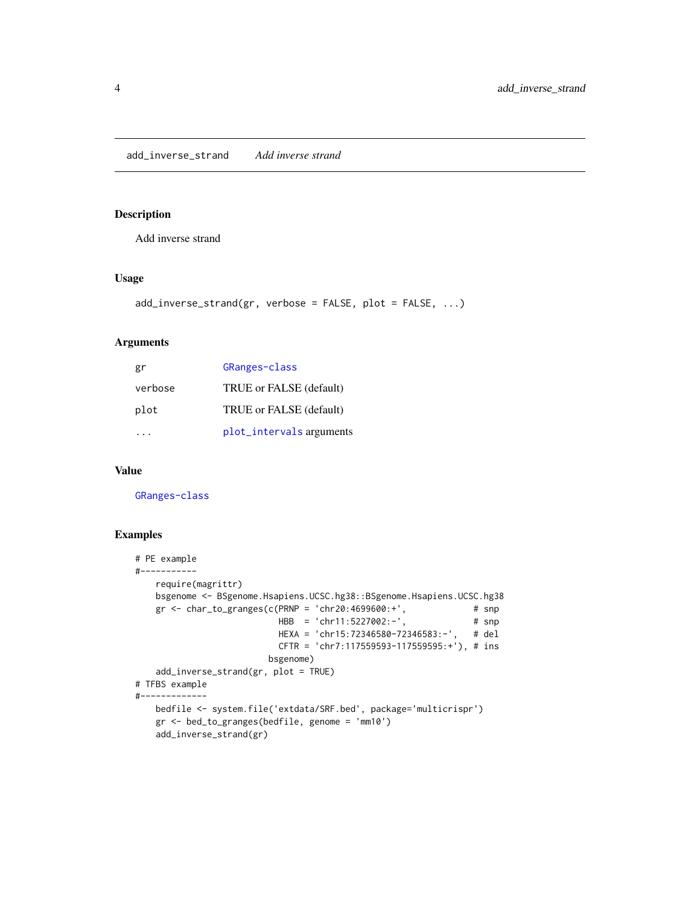## add_inverse_strand — *Add inverse strand*

### Description

Add inverse strand

### Usage

```
add_inverse_strand(gr, verbose = FALSE, plot = FALSE, ...)
```

### Arguments

| | |
|---|---|
| gr | GRanges-class |
| verbose | TRUE or FALSE (default) |
| plot | TRUE or FALSE (default) |
| ... | plot_intervals arguments |

### Value

GRanges-class

### Examples

```
# PE example
#-----------
    require(magrittr)
    bsgenome <- BSgenome.Hsapiens.UCSC.hg38::BSgenome.Hsapiens.UCSC.hg38
    gr <- char_to_granges(c(PRNP = 'chr20:4699600:+',             # snp
                            HBB  = 'chr11:5227002:-',             # snp
                            HEXA = 'chr15:72346580-72346583:-',   # del
                            CFTR = 'chr7:117559593-117559595:+'), # ins
                          bsgenome)
    add_inverse_strand(gr, plot = TRUE)
# TFBS example
#-------------
    bedfile <- system.file('extdata/SRF.bed', package='multicrispr')
    gr <- bed_to_granges(bedfile, genome = 'mm10')
    add_inverse_strand(gr)
```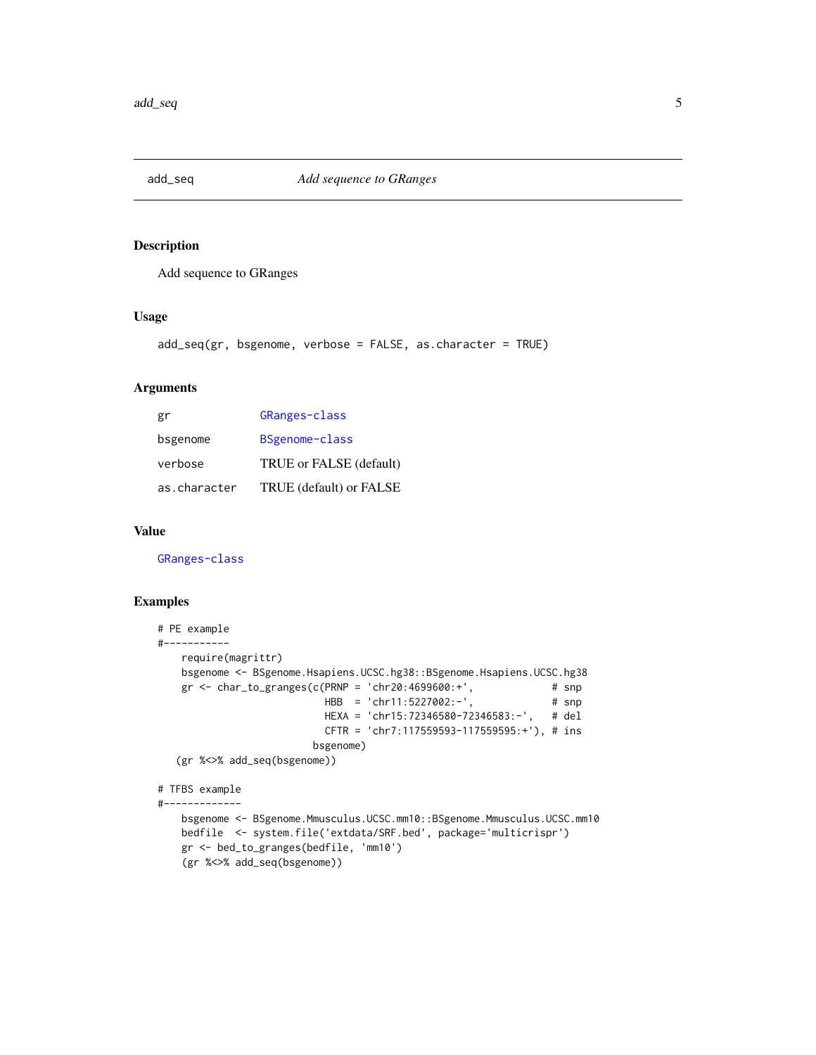## add_seq — *Add sequence to GRanges*

### Description

Add sequence to GRanges

### Usage

```
add_seq(gr, bsgenome, verbose = FALSE, as.character = TRUE)
```

### Arguments

| | |
|---|---|
| `gr` | `GRanges-class` |
| `bsgenome` | `BSgenome-class` |
| `verbose` | TRUE or FALSE (default) |
| `as.character` | TRUE (default) or FALSE |

### Value

`GRanges-class`

### Examples

```
# PE example
#-----------
    require(magrittr)
    bsgenome <- BSgenome.Hsapiens.UCSC.hg38::BSgenome.Hsapiens.UCSC.hg38
    gr <- char_to_granges(c(PRNP = 'chr20:4699600:+',             # snp
                            HBB  = 'chr11:5227002:-',             # snp
                            HEXA = 'chr15:72346580-72346583:-',   # del
                            CFTR = 'chr7:117559593-117559595:+'), # ins
                          bsgenome)
   (gr %<>% add_seq(bsgenome))

# TFBS example
#-------------
    bsgenome <- BSgenome.Mmusculus.UCSC.mm10::BSgenome.Mmusculus.UCSC.mm10
    bedfile  <- system.file('extdata/SRF.bed', package='multicrispr')
    gr <- bed_to_granges(bedfile, 'mm10')
    (gr %<>% add_seq(bsgenome))
```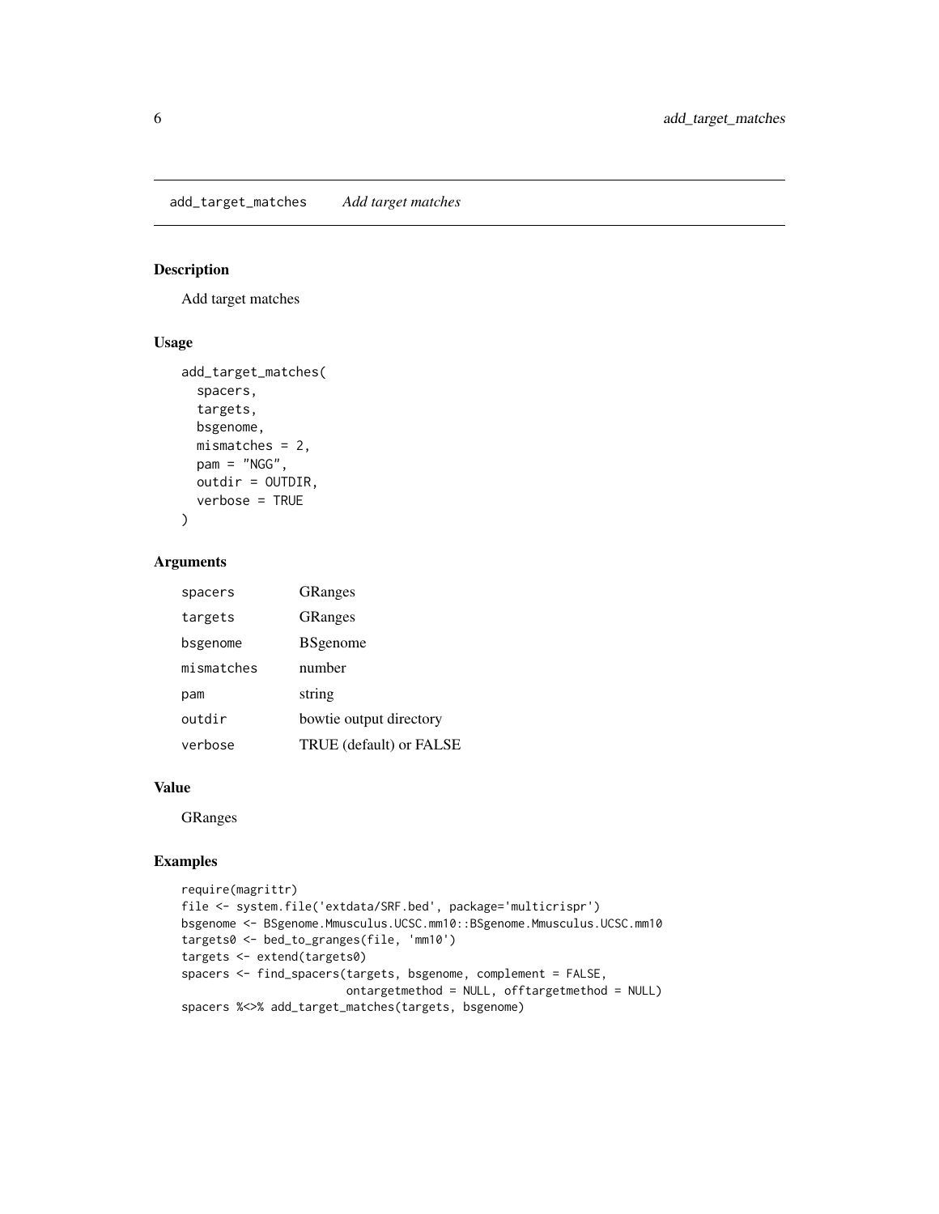# add_target_matches *Add target matches*

## Description

Add target matches

## Usage

```
add_target_matches(
  spacers,
  targets,
  bsgenome,
  mismatches = 2,
  pam = "NGG",
  outdir = OUTDIR,
  verbose = TRUE
)
```

## Arguments

| | |
|---|---|
| spacers | GRanges |
| targets | GRanges |
| bsgenome | BSgenome |
| mismatches | number |
| pam | string |
| outdir | bowtie output directory |
| verbose | TRUE (default) or FALSE |

## Value

GRanges

## Examples

```
require(magrittr)
file <- system.file('extdata/SRF.bed', package='multicrispr')
bsgenome <- BSgenome.Mmusculus.UCSC.mm10::BSgenome.Mmusculus.UCSC.mm10
targets0 <- bed_to_granges(file, 'mm10')
targets <- extend(targets0)
spacers <- find_spacers(targets, bsgenome, complement = FALSE,
                        ontargetmethod = NULL, offtargetmethod = NULL)
spacers %<>% add_target_matches(targets, bsgenome)
```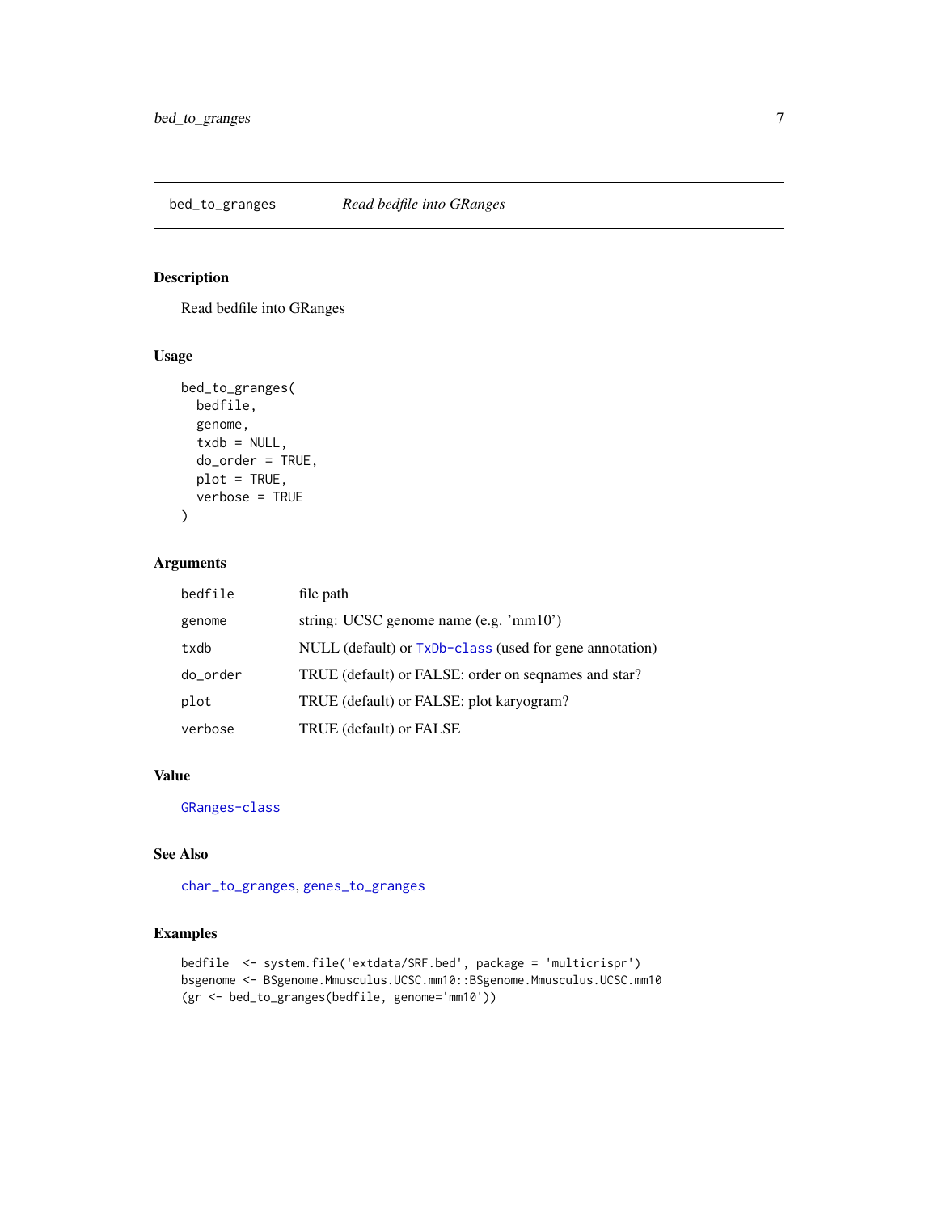## bed_to_granges *Read bedfile into GRanges*

### Description

Read bedfile into GRanges

### Usage

```
bed_to_granges(
  bedfile,
  genome,
  txdb = NULL,
  do_order = TRUE,
  plot = TRUE,
  verbose = TRUE
)
```

### Arguments

| | |
|---|---|
| bedfile | file path |
| genome | string: UCSC genome name (e.g. 'mm10') |
| txdb | NULL (default) or TxDb-class (used for gene annotation) |
| do_order | TRUE (default) or FALSE: order on seqnames and star? |
| plot | TRUE (default) or FALSE: plot karyogram? |
| verbose | TRUE (default) or FALSE |

### Value

GRanges-class

### See Also

char_to_granges, genes_to_granges

### Examples

```
bedfile  <- system.file('extdata/SRF.bed', package = 'multicrispr')
bsgenome <- BSgenome.Mmusculus.UCSC.mm10::BSgenome.Mmusculus.UCSC.mm10
(gr <- bed_to_granges(bedfile, genome='mm10'))
```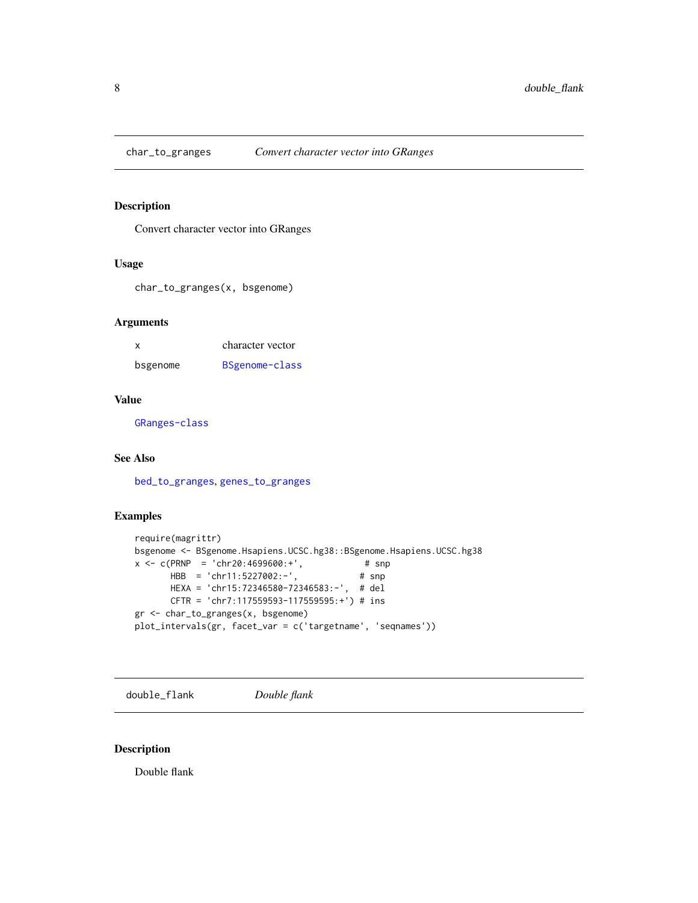## char_to_granges — *Convert character vector into GRanges*

### Description

Convert character vector into GRanges

### Usage

```
char_to_granges(x, bsgenome)
```

### Arguments

| | |
|---|---|
| x | character vector |
| bsgenome | BSgenome-class |

### Value

GRanges-class

### See Also

bed_to_granges, genes_to_granges

### Examples

```
require(magrittr)
bsgenome <- BSgenome.Hsapiens.UCSC.hg38::BSgenome.Hsapiens.UCSC.hg38
x <- c(PRNP  = 'chr20:4699600:+',             # snp
       HBB   = 'chr11:5227002:-',             # snp
       HEXA  = 'chr15:72346580-72346583:-',   # del
       CFTR  = 'chr7:117559593-117559595:+') # ins
gr <- char_to_granges(x, bsgenome)
plot_intervals(gr, facet_var = c('targetname', 'seqnames'))
```

## double_flank — *Double flank*

### Description

Double flank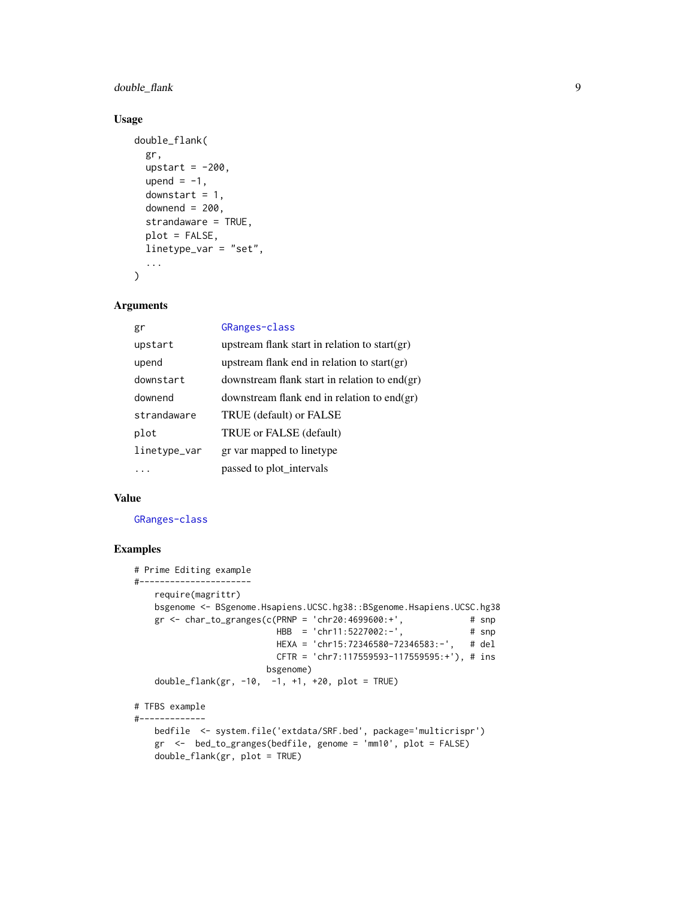### Usage

```
double_flank(
  gr,
  upstart = -200,
  upend = -1,
  downstart = 1,
  downend = 200,
  strandaware = TRUE,
  plot = FALSE,
  linetype_var = "set",
  ...
)
```

### Arguments

| | |
|---|---|
| `gr` | `GRanges-class` |
| `upstart` | upstream flank start in relation to start(gr) |
| `upend` | upstream flank end in relation to start(gr) |
| `downstart` | downstream flank start in relation to end(gr) |
| `downend` | downstream flank end in relation to end(gr) |
| `strandaware` | TRUE (default) or FALSE |
| `plot` | TRUE or FALSE (default) |
| `linetype_var` | gr var mapped to linetype |
| `...` | passed to plot_intervals |

### Value

`GRanges-class`

### Examples

```
# Prime Editing example
#----------------------
    require(magrittr)
    bsgenome <- BSgenome.Hsapiens.UCSC.hg38::BSgenome.Hsapiens.UCSC.hg38
    gr <- char_to_granges(c(PRNP = 'chr20:4699600:+',             # snp
                            HBB  = 'chr11:5227002:-',             # snp
                            HEXA = 'chr15:72346580-72346583:-',   # del
                            CFTR = 'chr7:117559593-117559595:+'), # ins
                          bsgenome)
    double_flank(gr, -10,  -1, +1, +20, plot = TRUE)

# TFBS example
#-------------
    bedfile  <- system.file('extdata/SRF.bed', package='multicrispr')
    gr  <-  bed_to_granges(bedfile, genome = 'mm10', plot = FALSE)
    double_flank(gr, plot = TRUE)
```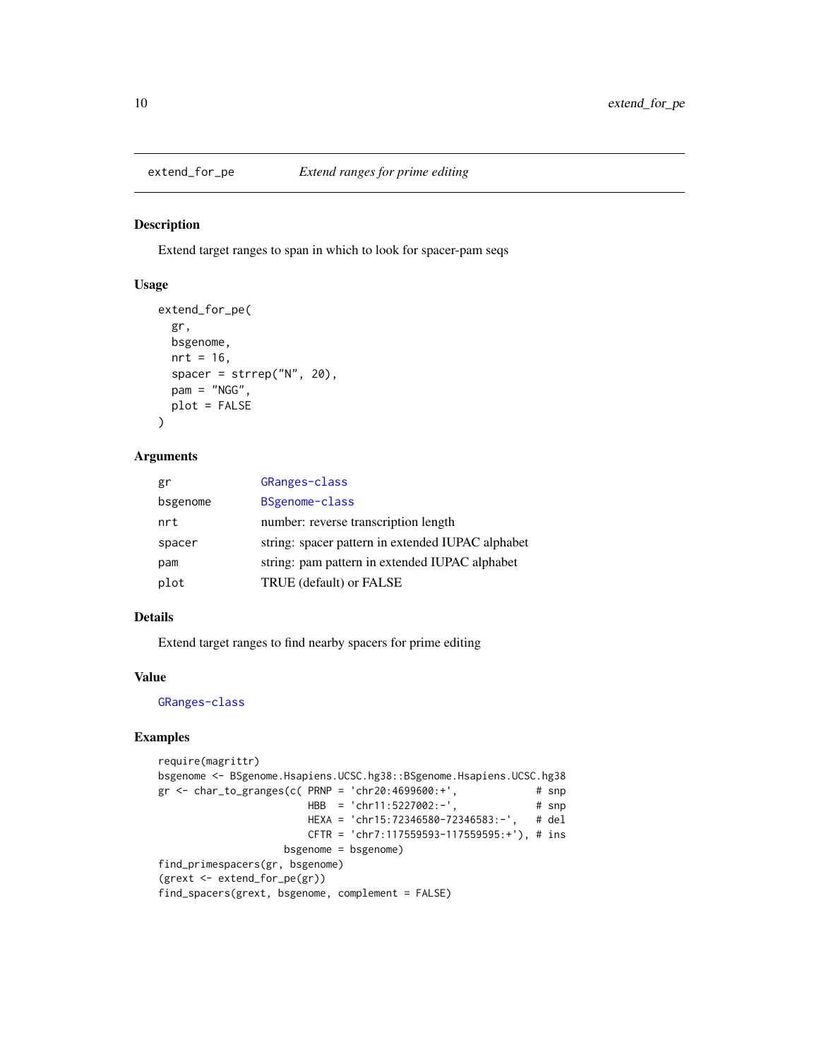## extend_for_pe *Extend ranges for prime editing*

### Description

Extend target ranges to span in which to look for spacer-pam seqs

### Usage

```
extend_for_pe(
  gr,
  bsgenome,
  nrt = 16,
  spacer = strrep("N", 20),
  pam = "NGG",
  plot = FALSE
)
```

### Arguments

| | |
|---|---|
| gr | GRanges-class |
| bsgenome | BSgenome-class |
| nrt | number: reverse transcription length |
| spacer | string: spacer pattern in extended IUPAC alphabet |
| pam | string: pam pattern in extended IUPAC alphabet |
| plot | TRUE (default) or FALSE |

### Details

Extend target ranges to find nearby spacers for prime editing

### Value

GRanges-class

### Examples

```
require(magrittr)
bsgenome <- BSgenome.Hsapiens.UCSC.hg38::BSgenome.Hsapiens.UCSC.hg38
gr <- char_to_granges(c( PRNP = 'chr20:4699600:+',             # snp
                         HBB  = 'chr11:5227002:-',             # snp
                         HEXA = 'chr15:72346580-72346583:-',   # del
                         CFTR = 'chr7:117559593-117559595:+'), # ins
                     bsgenome = bsgenome)
find_primespacers(gr, bsgenome)
(grext <- extend_for_pe(gr))
find_spacers(grext, bsgenome, complement = FALSE)
```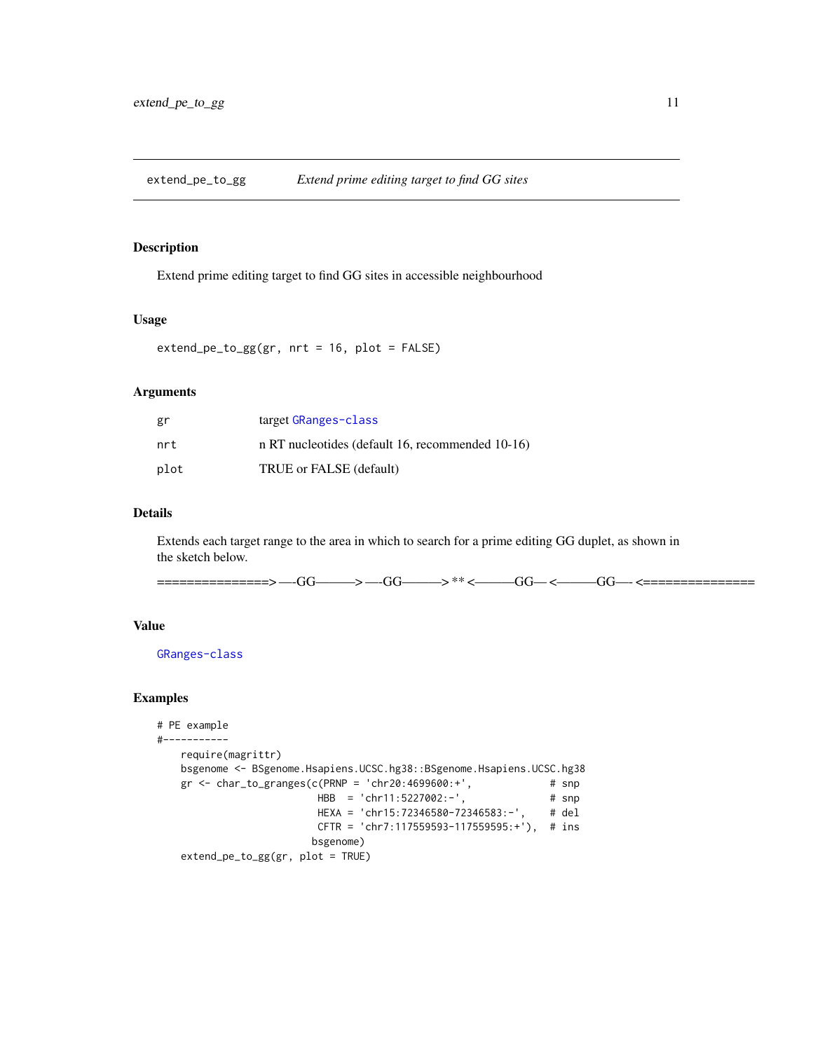extend_pe_to_gg    *Extend prime editing target to find GG sites*

## Description

Extend prime editing target to find GG sites in accessible neighbourhood

## Usage

```
extend_pe_to_gg(gr, nrt = 16, plot = FALSE)
```

## Arguments

| | |
|---|---|
| gr | target GRanges-class |
| nrt | n RT nucleotides (default 16, recommended 10-16) |
| plot | TRUE or FALSE (default) |

## Details

Extends each target range to the area in which to search for a prime editing GG duplet, as shown in the sketch below.

===============> —-GG———> —-GG———> ** <———GG— <———GG—- <===============

## Value

GRanges-class

## Examples

```
# PE example
#-----------
    require(magrittr)
    bsgenome <- BSgenome.Hsapiens.UCSC.hg38::BSgenome.Hsapiens.UCSC.hg38
    gr <- char_to_granges(c(PRNP = 'chr20:4699600:+',            # snp
                            HBB  = 'chr11:5227002:-',            # snp
                            HEXA = 'chr15:72346580-72346583:-',  # del
                            CFTR = 'chr7:117559593-117559595:+'), # ins
                           bsgenome)
    extend_pe_to_gg(gr, plot = TRUE)
```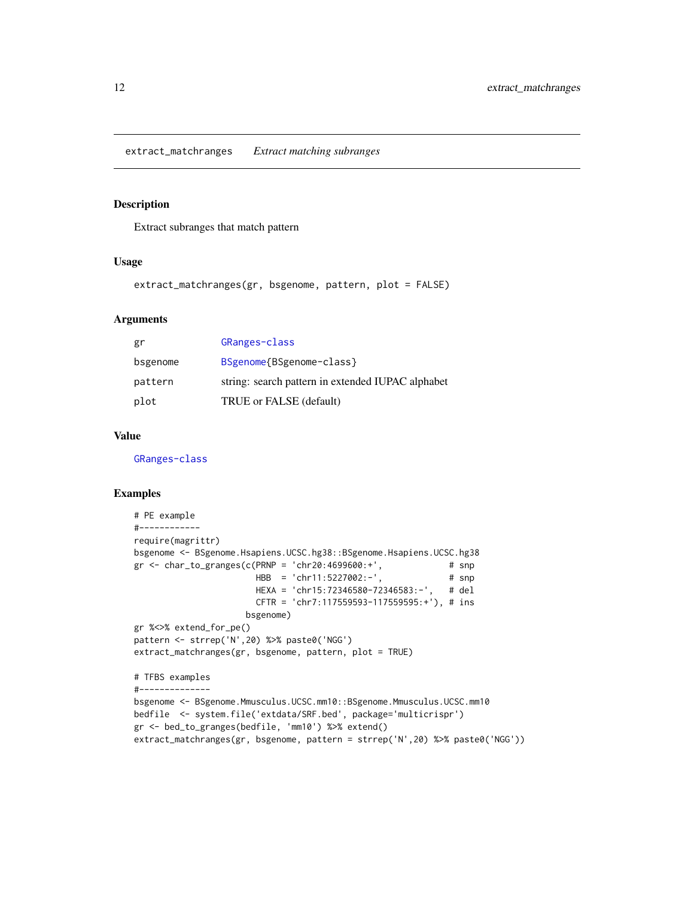extract_matchranges    *Extract matching subranges*

### Description

Extract subranges that match pattern

### Usage

```
extract_matchranges(gr, bsgenome, pattern, plot = FALSE)
```

### Arguments

| | |
|---|---|
| gr | GRanges-class |
| bsgenome | BSgenome{BSgenome-class} |
| pattern | string: search pattern in extended IUPAC alphabet |
| plot | TRUE or FALSE (default) |

### Value

GRanges-class

### Examples

```
# PE example
#------------
require(magrittr)
bsgenome <- BSgenome.Hsapiens.UCSC.hg38::BSgenome.Hsapiens.UCSC.hg38
gr <- char_to_granges(c(PRNP = 'chr20:4699600:+',             # snp
                        HBB  = 'chr11:5227002:-',             # snp
                        HEXA = 'chr15:72346580-72346583:-',   # del
                        CFTR = 'chr7:117559593-117559595:+'), # ins
                      bsgenome)
gr %<>% extend_for_pe()
pattern <- strrep('N',20) %>% paste0('NGG')
extract_matchranges(gr, bsgenome, pattern, plot = TRUE)

# TFBS examples
#--------------
bsgenome <- BSgenome.Mmusculus.UCSC.mm10::BSgenome.Mmusculus.UCSC.mm10
bedfile  <- system.file('extdata/SRF.bed', package='multicrispr')
gr <- bed_to_granges(bedfile, 'mm10') %>% extend()
extract_matchranges(gr, bsgenome, pattern = strrep('N',20) %>% paste0('NGG'))
```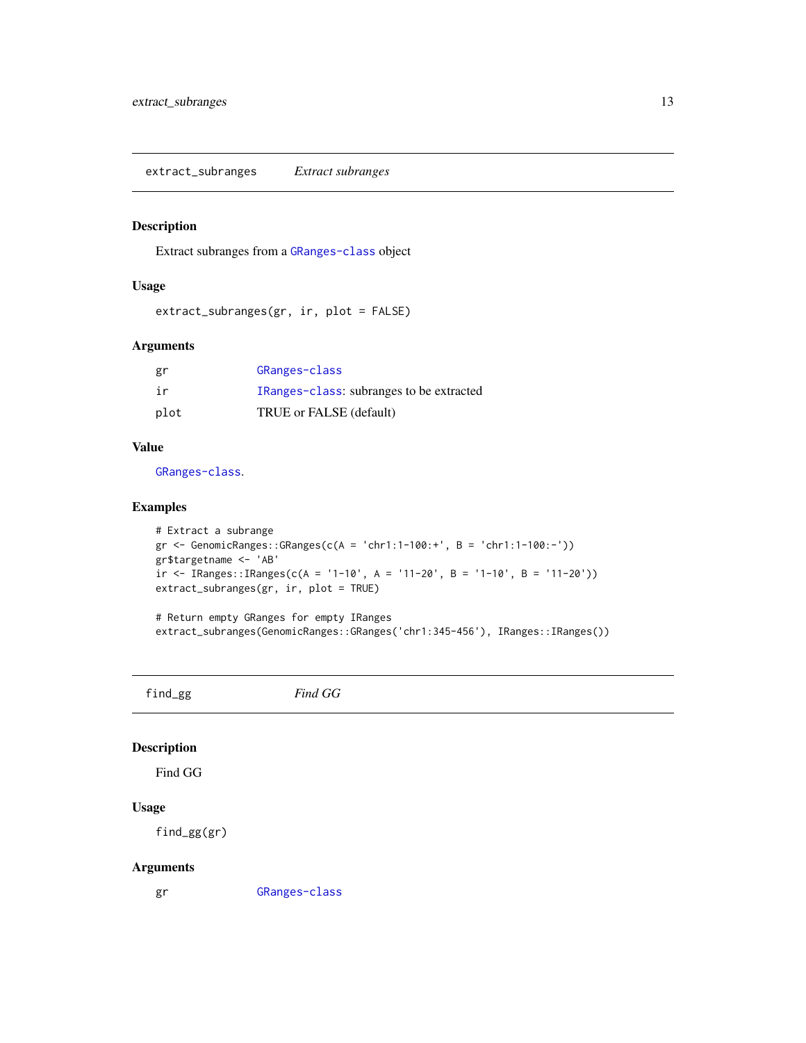## extract_subranges    *Extract subranges*

### Description

Extract subranges from a GRanges-class object

### Usage

```
extract_subranges(gr, ir, plot = FALSE)
```

### Arguments

| | |
|---|---|
| gr | GRanges-class |
| ir | IRanges-class: subranges to be extracted |
| plot | TRUE or FALSE (default) |

### Value

GRanges-class.

### Examples

```
# Extract a subrange
gr <- GenomicRanges::GRanges(c(A = 'chr1:1-100:+', B = 'chr1:1-100:-'))
gr$targetname <- 'AB'
ir <- IRanges::IRanges(c(A = '1-10', A = '11-20', B = '1-10', B = '11-20'))
extract_subranges(gr, ir, plot = TRUE)

# Return empty GRanges for empty IRanges
extract_subranges(GenomicRanges::GRanges('chr1:345-456'), IRanges::IRanges())
```

## find_gg    *Find GG*

### Description

Find GG

### Usage

```
find_gg(gr)
```

### Arguments

| | |
|---|---|
| gr | GRanges-class |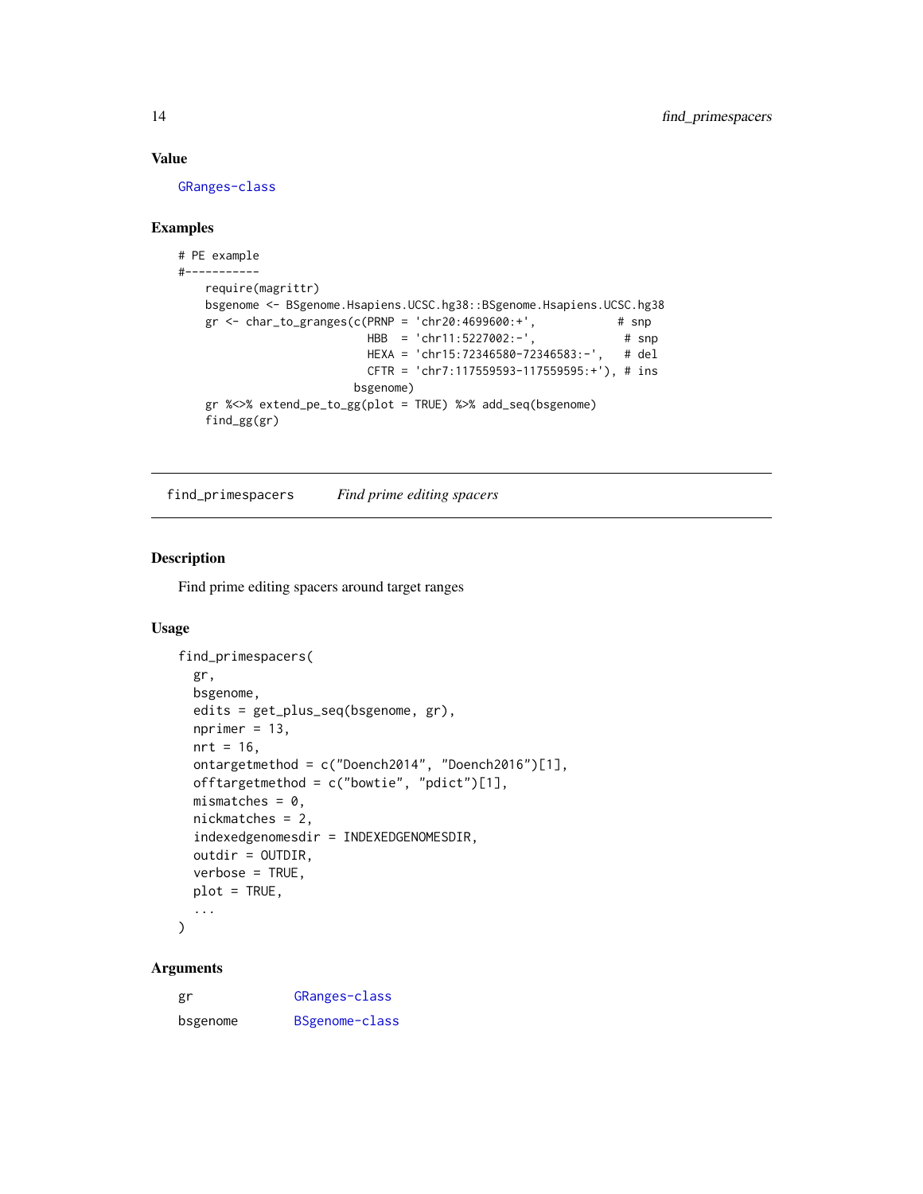## Value

GRanges-class

## Examples

```
# PE example
#-----------
    require(magrittr)
    bsgenome <- BSgenome.Hsapiens.UCSC.hg38::BSgenome.Hsapiens.UCSC.hg38
    gr <- char_to_granges(c(PRNP = 'chr20:4699600:+',            # snp
                            HBB  = 'chr11:5227002:-',             # snp
                            HEXA = 'chr15:72346580-72346583:-',   # del
                            CFTR = 'chr7:117559593-117559595:+'), # ins
                          bsgenome)
    gr %<>% extend_pe_to_gg(plot = TRUE) %>% add_seq(bsgenome)
    find_gg(gr)
```

---

# find_primespacers    *Find prime editing spacers*

## Description

Find prime editing spacers around target ranges

## Usage

```
find_primespacers(
  gr,
  bsgenome,
  edits = get_plus_seq(bsgenome, gr),
  nprimer = 13,
  nrt = 16,
  ontargetmethod = c("Doench2014", "Doench2016")[1],
  offtargetmethod = c("bowtie", "pdict")[1],
  mismatches = 0,
  nickmatches = 2,
  indexedgenomesdir = INDEXEDGENOMESDIR,
  outdir = OUTDIR,
  verbose = TRUE,
  plot = TRUE,
  ...
)
```

## Arguments

| | |
|---|---|
| gr | GRanges-class |
| bsgenome | BSgenome-class |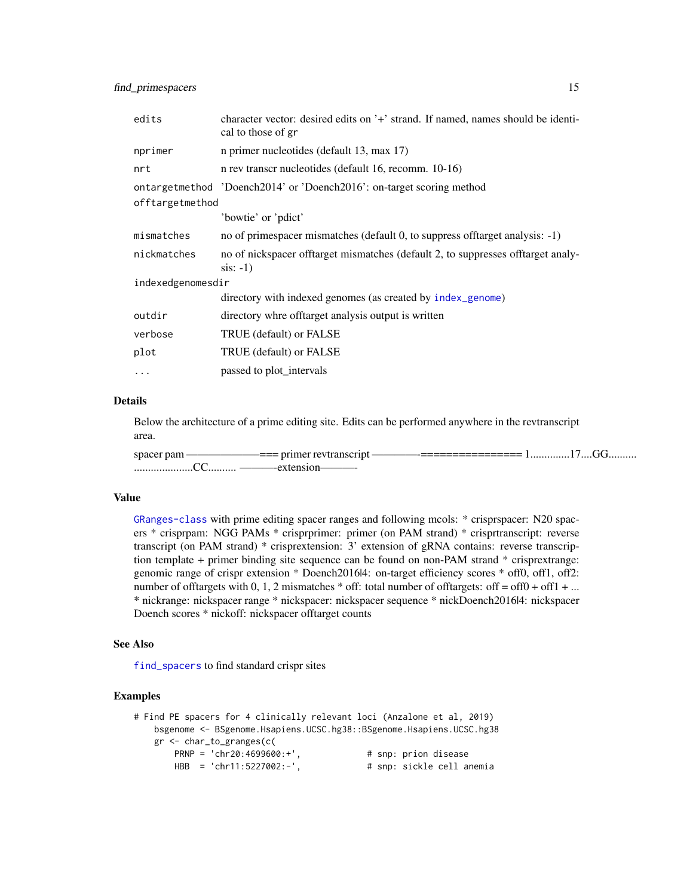| | |
|---|---|
| edits | character vector: desired edits on '+' strand. If named, names should be identical to those of gr |
| nprimer | n primer nucleotides (default 13, max 17) |
| nrt | n rev transcr nucleotides (default 16, recomm. 10-16) |
| ontargetmethod | 'Doench2014' or 'Doench2016': on-target scoring method |
| offtargetmethod | 'bowtie' or 'pdict' |
| mismatches | no of primespacer mismatches (default 0, to suppress offtarget analysis: -1) |
| nickmatches | no of nickspacer offtarget mismatches (default 2, to suppresses offtarget analysis: -1) |
| indexedgenomesdir | directory with indexed genomes (as created by index_genome) |
| outdir | directory whre offtarget analysis output is written |
| verbose | TRUE (default) or FALSE |
| plot | TRUE (default) or FALSE |
| ... | passed to plot_intervals |

## Details

Below the architecture of a prime editing site. Edits can be performed anywhere in the revtranscript area.

spacer pam ——————=== primer revtranscript ————-================ 1.............17....GG.......... ....................CC.......... ———-extension———-

## Value

GRanges-class with prime editing spacer ranges and following mcols: * crisprspacer: N20 spacers * crisprpam: NGG PAMs * crisprprimer: primer (on PAM strand) * crisprtranscript: reverse transcript (on PAM strand) * crisprextension: 3' extension of gRNA contains: reverse transcription template + primer binding site sequence can be found on non-PAM strand * crisprextrange: genomic range of crispr extension * Doench2016|4: on-target efficiency scores * off0, off1, off2: number of offtargets with 0, 1, 2 mismatches * off: total number of offtargets: off = off0 + off1 + ... * nickrange: nickspacer range * nickspacer: nickspacer sequence * nickDoench2016|4: nickspacer Doench scores * nickoff: nickspacer offtarget counts

## See Also

find_spacers to find standard crispr sites

## Examples

```
# Find PE spacers for 4 clinically relevant loci (Anzalone et al, 2019)
    bsgenome <- BSgenome.Hsapiens.UCSC.hg38::BSgenome.Hsapiens.UCSC.hg38
    gr <- char_to_granges(c(
        PRNP = 'chr20:4699600:+',             # snp: prion disease
        HBB  = 'chr11:5227002:-',             # snp: sickle cell anemia
```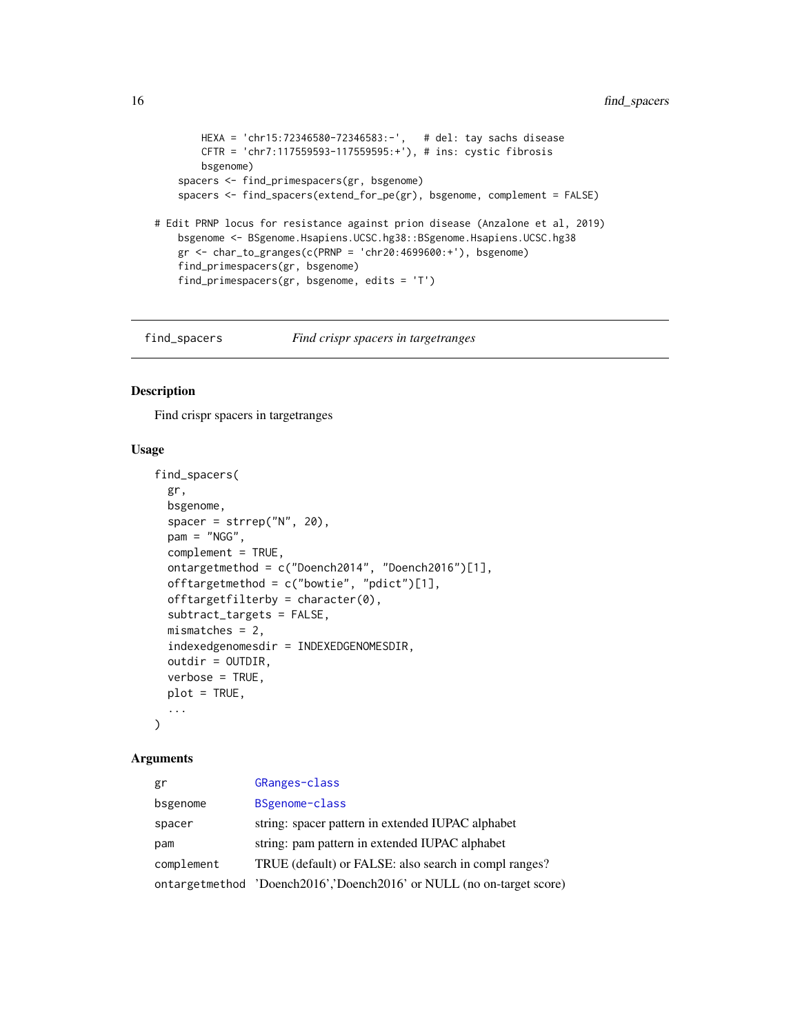```
        HEXA = 'chr15:72346580-72346583:-',   # del: tay sachs disease
        CFTR = 'chr7:117559593-117559595:+'), # ins: cystic fibrosis
        bsgenome)
    spacers <- find_primespacers(gr, bsgenome)
    spacers <- find_spacers(extend_for_pe(gr), bsgenome, complement = FALSE)

# Edit PRNP locus for resistance against prion disease (Anzalone et al, 2019)
    bsgenome <- BSgenome.Hsapiens.UCSC.hg38::BSgenome.Hsapiens.UCSC.hg38
    gr <- char_to_granges(c(PRNP = 'chr20:4699600:+'), bsgenome)
    find_primespacers(gr, bsgenome)
    find_primespacers(gr, bsgenome, edits = 'T')
```

## find_spacers *Find crispr spacers in targetranges*

### Description

Find crispr spacers in targetranges

### Usage

```
find_spacers(
  gr,
  bsgenome,
  spacer = strrep("N", 20),
  pam = "NGG",
  complement = TRUE,
  ontargetmethod = c("Doench2014", "Doench2016")[1],
  offtargetmethod = c("bowtie", "pdict")[1],
  offtargetfilterby = character(0),
  subtract_targets = FALSE,
  mismatches = 2,
  indexedgenomesdir = INDEXEDGENOMESDIR,
  outdir = OUTDIR,
  verbose = TRUE,
  plot = TRUE,
  ...
)
```

### Arguments

| | |
|---|---|
| gr | GRanges-class |
| bsgenome | BSgenome-class |
| spacer | string: spacer pattern in extended IUPAC alphabet |
| pam | string: pam pattern in extended IUPAC alphabet |
| complement | TRUE (default) or FALSE: also search in compl ranges? |
| ontargetmethod | 'Doench2016','Doench2016' or NULL (no on-target score) |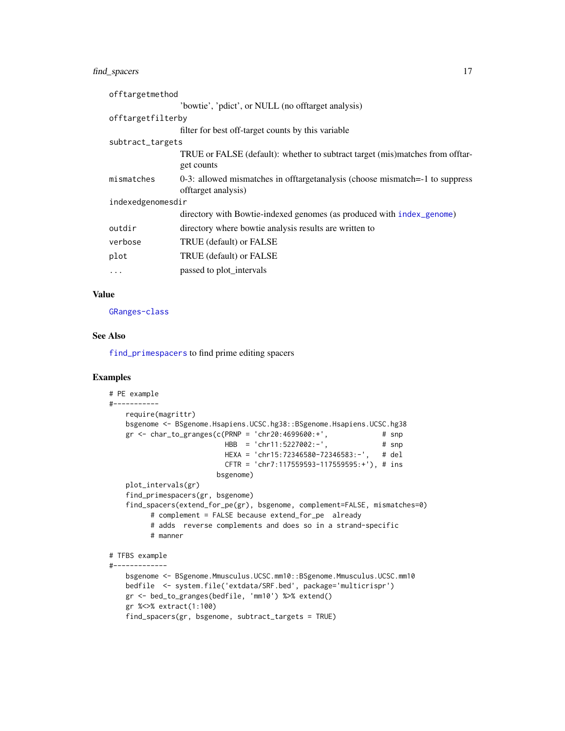| Argument | Description |
|---|---|
| offtargetmethod | 'bowtie', 'pdict', or NULL (no offtarget analysis) |
| offtargetfilterby | filter for best off-target counts by this variable |
| subtract_targets | TRUE or FALSE (default): whether to subtract target (mis)matches from offtarget counts |
| mismatches | 0-3: allowed mismatches in offtargetanalysis (choose mismatch=-1 to suppress offtarget analysis) |
| indexedgenomesdir | directory with Bowtie-indexed genomes (as produced with index_genome) |
| outdir | directory where bowtie analysis results are written to |
| verbose | TRUE (default) or FALSE |
| plot | TRUE (default) or FALSE |
| ... | passed to plot_intervals |

## Value

GRanges-class

## See Also

find_primespacers to find prime editing spacers

## Examples

```
# PE example
#-----------
    require(magrittr)
    bsgenome <- BSgenome.Hsapiens.UCSC.hg38::BSgenome.Hsapiens.UCSC.hg38
    gr <- char_to_granges(c(PRNP = 'chr20:4699600:+',             # snp
                            HBB  = 'chr11:5227002:-',             # snp
                            HEXA = 'chr15:72346580-72346583:-',   # del
                            CFTR = 'chr7:117559593-117559595:+'), # ins
                          bsgenome)
    plot_intervals(gr)
    find_primespacers(gr, bsgenome)
    find_spacers(extend_for_pe(gr), bsgenome, complement=FALSE, mismatches=0)
          # complement = FALSE because extend_for_pe  already
          # adds  reverse complements and does so in a strand-specific
          # manner

# TFBS example
#-------------
    bsgenome <- BSgenome.Mmusculus.UCSC.mm10::BSgenome.Mmusculus.UCSC.mm10
    bedfile  <- system.file('extdata/SRF.bed', package='multicrispr')
    gr <- bed_to_granges(bedfile, 'mm10') %>% extend()
    gr %<>% extract(1:100)
    find_spacers(gr, bsgenome, subtract_targets = TRUE)
```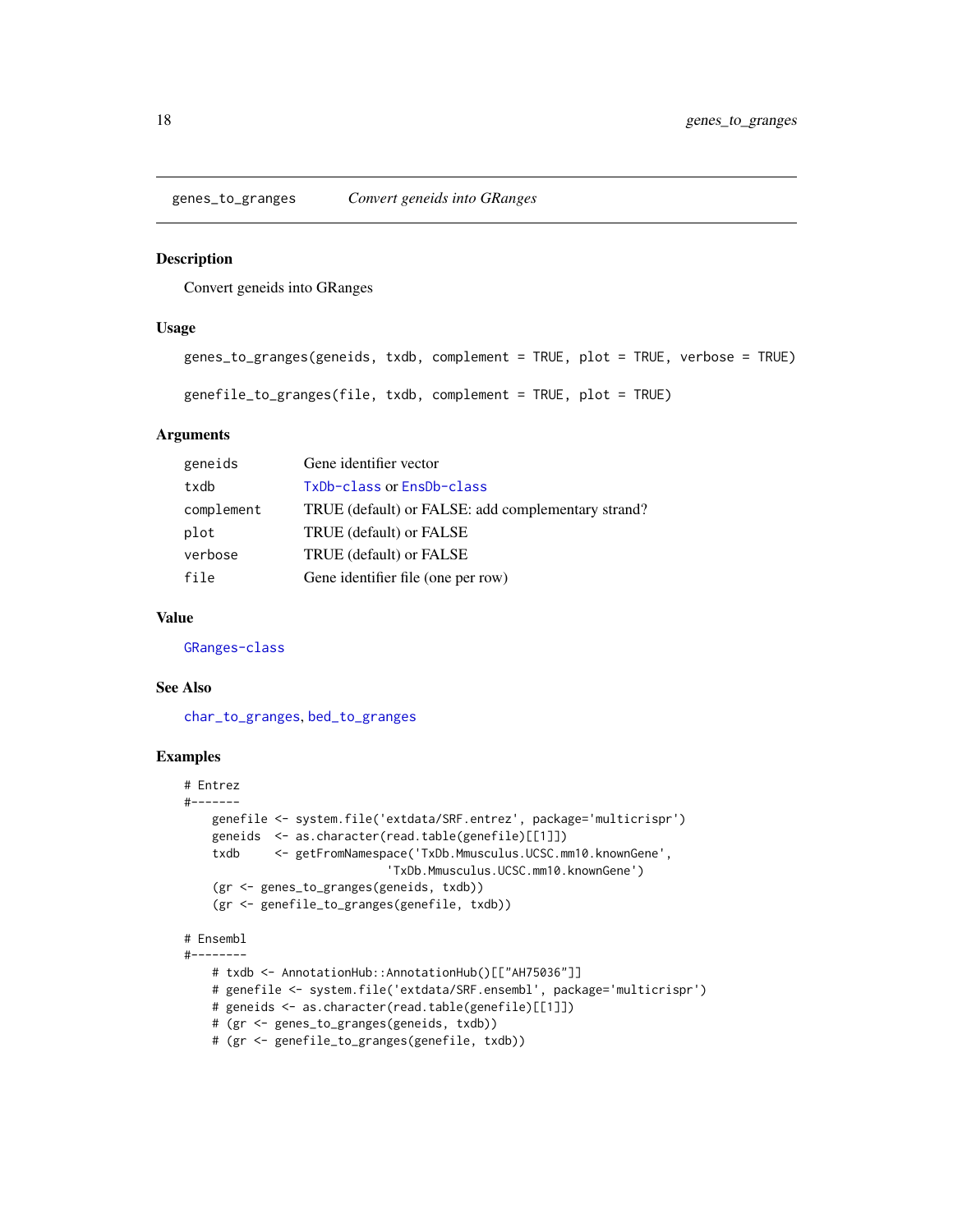## genes_to_granges *Convert geneids into GRanges*

### Description

Convert geneids into GRanges

### Usage

```
genes_to_granges(geneids, txdb, complement = TRUE, plot = TRUE, verbose = TRUE)

genefile_to_granges(file, txdb, complement = TRUE, plot = TRUE)
```

### Arguments

| | |
|---|---|
| geneids | Gene identifier vector |
| txdb | TxDb-class or EnsDb-class |
| complement | TRUE (default) or FALSE: add complementary strand? |
| plot | TRUE (default) or FALSE |
| verbose | TRUE (default) or FALSE |
| file | Gene identifier file (one per row) |

### Value

GRanges-class

### See Also

char_to_granges, bed_to_granges

### Examples

```
# Entrez
#-------
    genefile <- system.file('extdata/SRF.entrez', package='multicrispr')
    geneids  <- as.character(read.table(genefile)[[1]])
    txdb     <- getFromNamespace('TxDb.Mmusculus.UCSC.mm10.knownGene',
                         'TxDb.Mmusculus.UCSC.mm10.knownGene')
    (gr <- genes_to_granges(geneids, txdb))
    (gr <- genefile_to_granges(genefile, txdb))

# Ensembl
#--------
    # txdb <- AnnotationHub::AnnotationHub()[["AH75036"]]
    # genefile <- system.file('extdata/SRF.ensembl', package='multicrispr')
    # geneids <- as.character(read.table(genefile)[[1]])
    # (gr <- genes_to_granges(geneids, txdb))
    # (gr <- genefile_to_granges(genefile, txdb))
```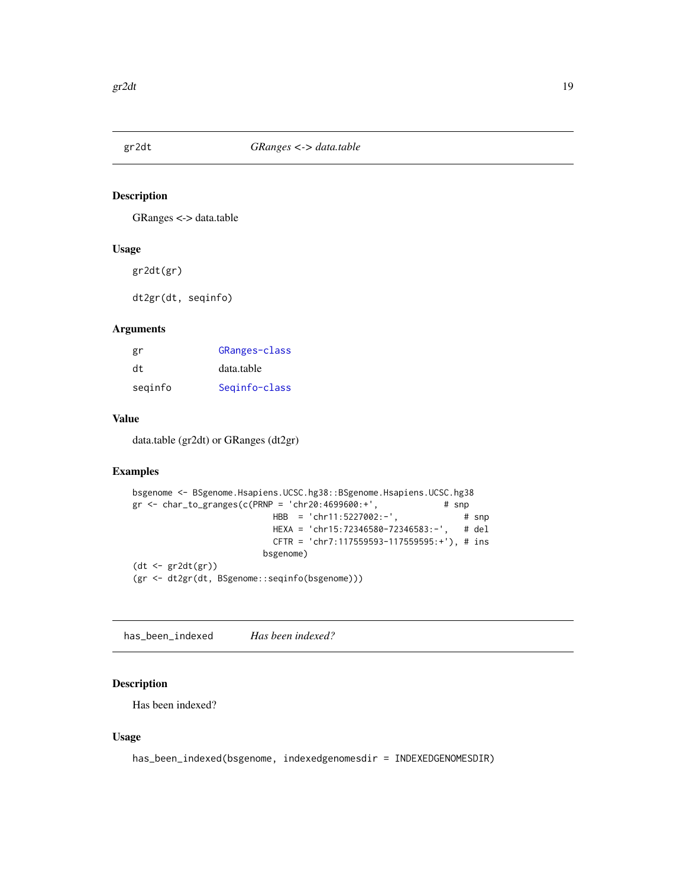## gr2dt — *GRanges <-> data.table*

### Description

GRanges <-> data.table

### Usage

```
gr2dt(gr)

dt2gr(dt, seqinfo)
```

### Arguments

| | |
|---|---|
| gr | GRanges-class |
| dt | data.table |
| seqinfo | Seqinfo-class |

### Value

data.table (gr2dt) or GRanges (dt2gr)

### Examples

```
bsgenome <- BSgenome.Hsapiens.UCSC.hg38::BSgenome.Hsapiens.UCSC.hg38
gr <- char_to_granges(c(PRNP = 'chr20:4699600:+',             # snp
                          HBB  = 'chr11:5227002:-',             # snp
                          HEXA = 'chr15:72346580-72346583:-',   # del
                          CFTR = 'chr7:117559593-117559595:+'), # ins
                        bsgenome)
(dt <- gr2dt(gr))
(gr <- dt2gr(dt, BSgenome::seqinfo(bsgenome)))
```

## has_been_indexed — *Has been indexed?*

### Description

Has been indexed?

### Usage

```
has_been_indexed(bsgenome, indexedgenomesdir = INDEXEDGENOMESDIR)
```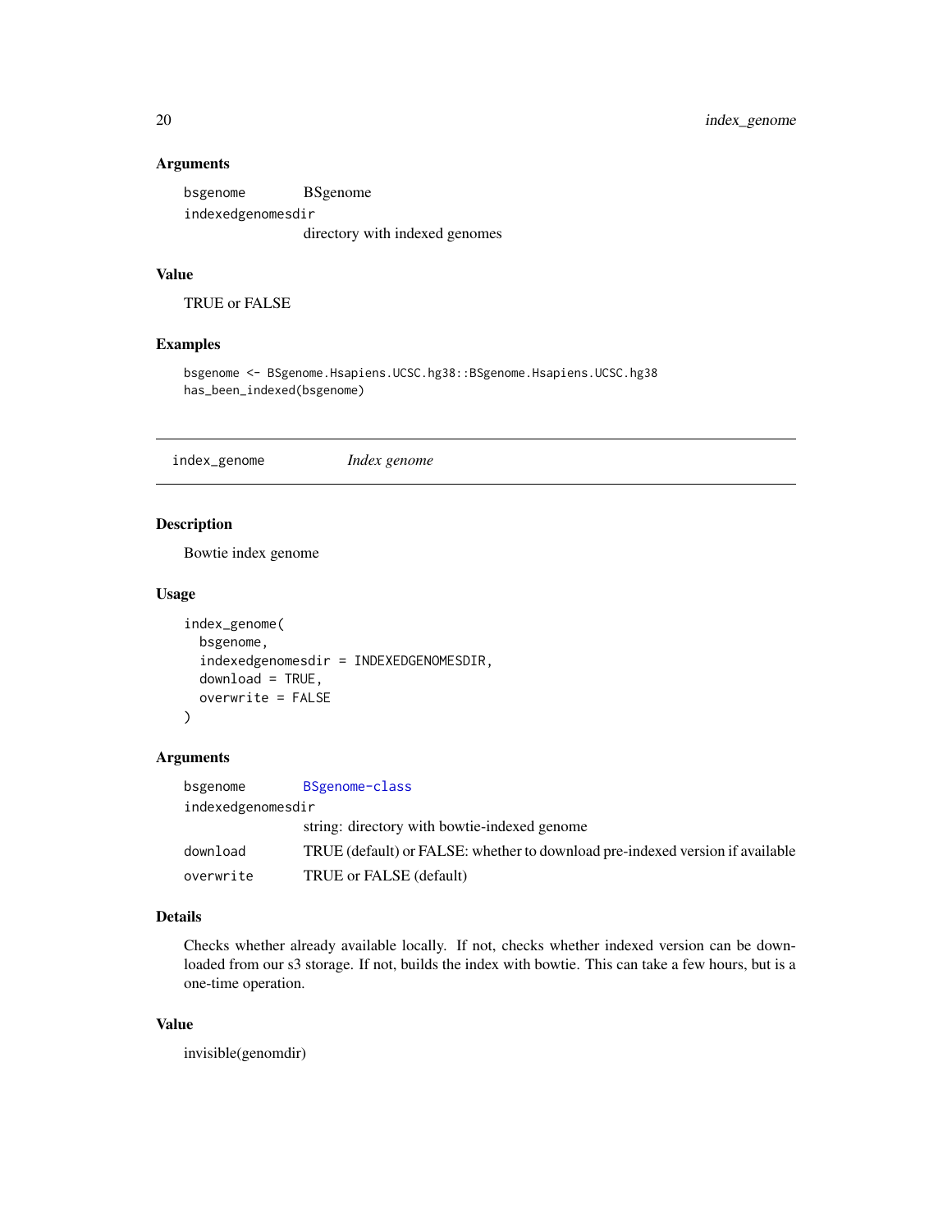### Arguments

| | |
|---|---|
| `bsgenome` | BSgenome |
| `indexedgenomesdir` | directory with indexed genomes |

### Value

TRUE or FALSE

### Examples

```
bsgenome <- BSgenome.Hsapiens.UCSC.hg38::BSgenome.Hsapiens.UCSC.hg38
has_been_indexed(bsgenome)
```

---

## `index_genome` *Index genome*

### Description

Bowtie index genome

### Usage

```
index_genome(
  bsgenome,
  indexedgenomesdir = INDEXEDGENOMESDIR,
  download = TRUE,
  overwrite = FALSE
)
```

### Arguments

| | |
|---|---|
| `bsgenome` | BSgenome-class |
| `indexedgenomesdir` | string: directory with bowtie-indexed genome |
| `download` | TRUE (default) or FALSE: whether to download pre-indexed version if available |
| `overwrite` | TRUE or FALSE (default) |

### Details

Checks whether already available locally. If not, checks whether indexed version can be downloaded from our s3 storage. If not, builds the index with bowtie. This can take a few hours, but is a one-time operation.

### Value

invisible(genomdir)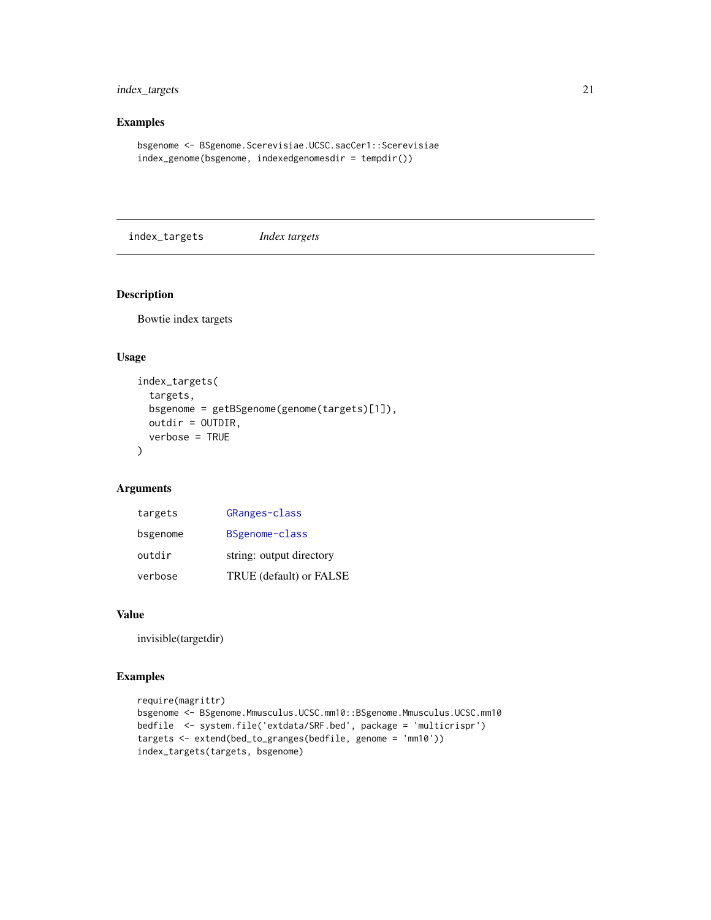### Examples

```
bsgenome <- BSgenome.Scerevisiae.UCSC.sacCer1::Scerevisiae
index_genome(bsgenome, indexedgenomesdir = tempdir())
```

## index_targets *Index targets*

### Description

Bowtie index targets

### Usage

```
index_targets(
  targets,
  bsgenome = getBSgenome(genome(targets)[1]),
  outdir = OUTDIR,
  verbose = TRUE
)
```

### Arguments

| | |
|---|---|
| targets | GRanges-class |
| bsgenome | BSgenome-class |
| outdir | string: output directory |
| verbose | TRUE (default) or FALSE |

### Value

invisible(targetdir)

### Examples

```
require(magrittr)
bsgenome <- BSgenome.Mmusculus.UCSC.mm10::BSgenome.Mmusculus.UCSC.mm10
bedfile  <- system.file('extdata/SRF.bed', package = 'multicrispr')
targets <- extend(bed_to_granges(bedfile, genome = 'mm10'))
index_targets(targets, bsgenome)
```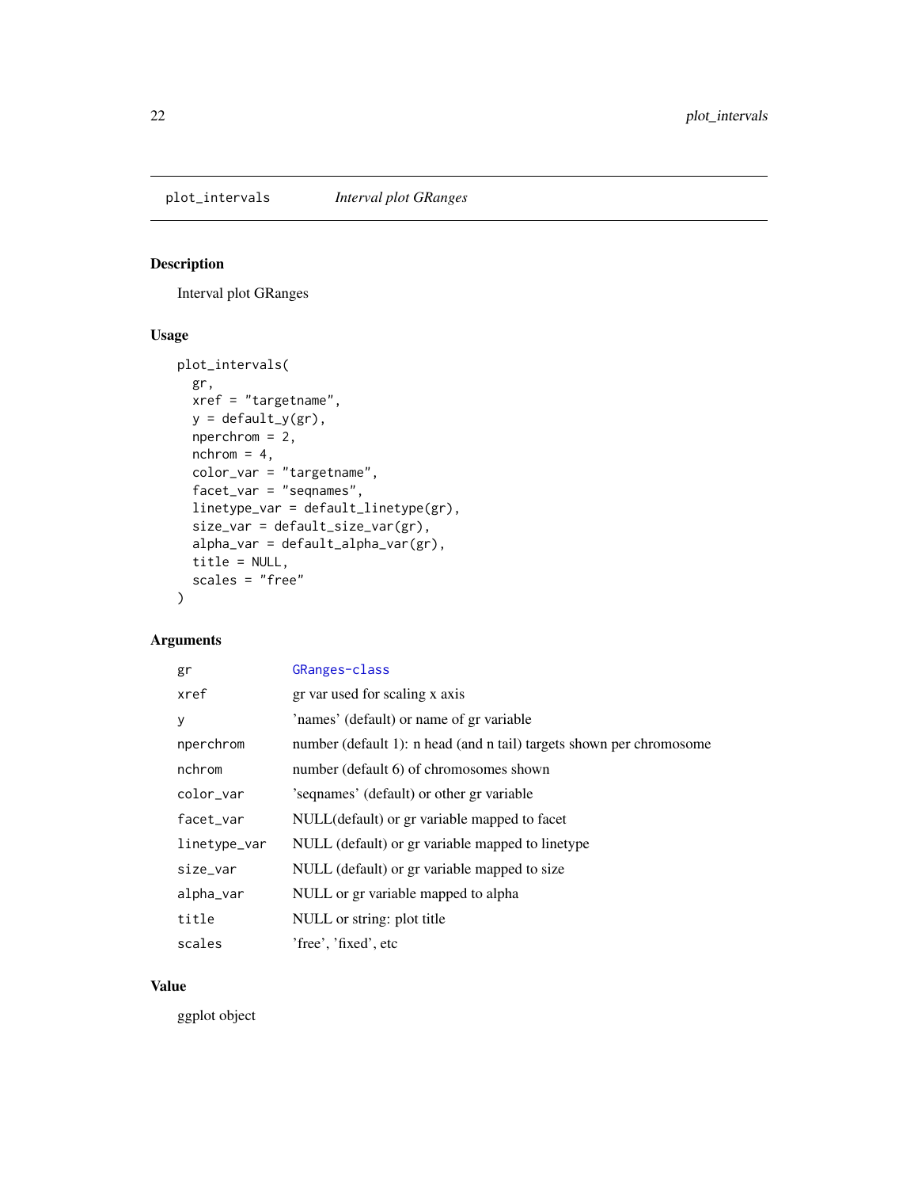## plot_intervals *Interval plot GRanges*

### Description

Interval plot GRanges

### Usage

```
plot_intervals(
  gr,
  xref = "targetname",
  y = default_y(gr),
  nperchrom = 2,
  nchrom = 4,
  color_var = "targetname",
  facet_var = "seqnames",
  linetype_var = default_linetype(gr),
  size_var = default_size_var(gr),
  alpha_var = default_alpha_var(gr),
  title = NULL,
  scales = "free"
)
```

### Arguments

| | |
|---|---|
| gr | GRanges-class |
| xref | gr var used for scaling x axis |
| y | 'names' (default) or name of gr variable |
| nperchrom | number (default 1): n head (and n tail) targets shown per chromosome |
| nchrom | number (default 6) of chromosomes shown |
| color_var | 'seqnames' (default) or other gr variable |
| facet_var | NULL(default) or gr variable mapped to facet |
| linetype_var | NULL (default) or gr variable mapped to linetype |
| size_var | NULL (default) or gr variable mapped to size |
| alpha_var | NULL or gr variable mapped to alpha |
| title | NULL or string: plot title |
| scales | 'free', 'fixed', etc |

### Value

ggplot object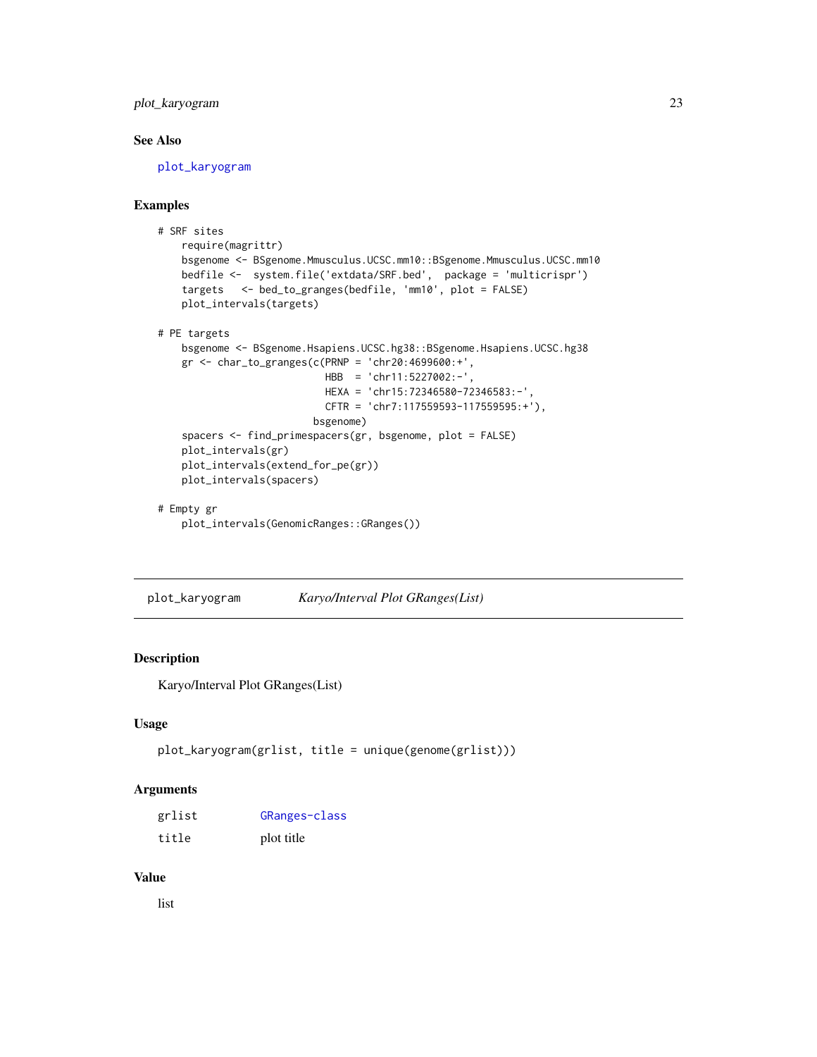## See Also

plot_karyogram

## Examples

```
# SRF sites
    require(magrittr)
    bsgenome <- BSgenome.Mmusculus.UCSC.mm10::BSgenome.Mmusculus.UCSC.mm10
    bedfile <-  system.file('extdata/SRF.bed',  package = 'multicrispr')
    targets   <- bed_to_granges(bedfile, 'mm10', plot = FALSE)
    plot_intervals(targets)

# PE targets
    bsgenome <- BSgenome.Hsapiens.UCSC.hg38::BSgenome.Hsapiens.UCSC.hg38
    gr <- char_to_granges(c(PRNP = 'chr20:4699600:+',
                            HBB  = 'chr11:5227002:-',
                            HEXA = 'chr15:72346580-72346583:-',
                            CFTR = 'chr7:117559593-117559595:+'),
                          bsgenome)
    spacers <- find_primespacers(gr, bsgenome, plot = FALSE)
    plot_intervals(gr)
    plot_intervals(extend_for_pe(gr))
    plot_intervals(spacers)

# Empty gr
    plot_intervals(GenomicRanges::GRanges())
```

---

## plot_karyogram *Karyo/Interval Plot GRanges(List)*

### Description

Karyo/Interval Plot GRanges(List)

### Usage

```
plot_karyogram(grlist, title = unique(genome(grlist)))
```

### Arguments

| | |
|---|---|
| grlist | GRanges-class |
| title | plot title |

### Value

list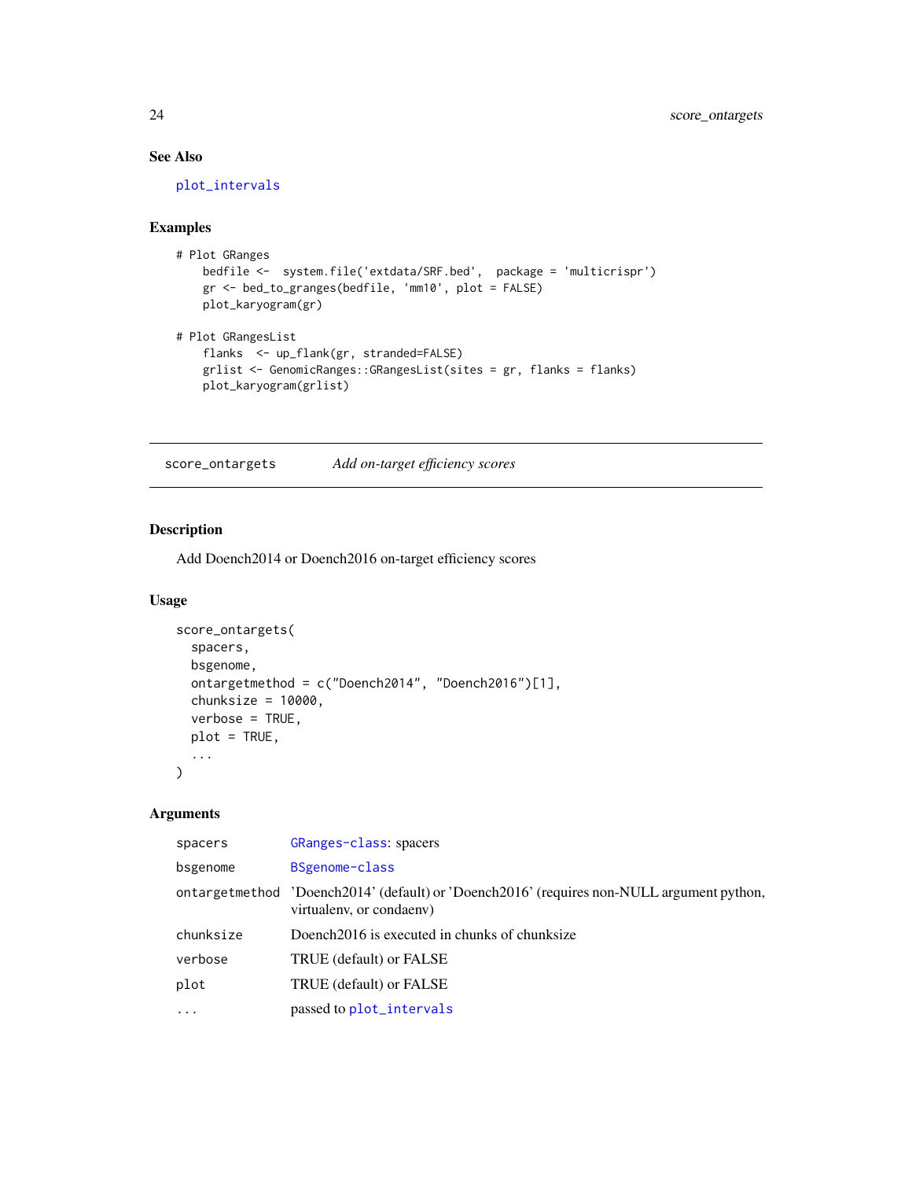## See Also

plot_intervals

## Examples

```
# Plot GRanges
    bedfile <-  system.file('extdata/SRF.bed',  package = 'multicrispr')
    gr <- bed_to_granges(bedfile, 'mm10', plot = FALSE)
    plot_karyogram(gr)

# Plot GRangesList
    flanks  <- up_flank(gr, stranded=FALSE)
    grlist <- GenomicRanges::GRangesList(sites = gr, flanks = flanks)
    plot_karyogram(grlist)
```

---

## score_ontargets    *Add on-target efficiency scores*

### Description

Add Doench2014 or Doench2016 on-target efficiency scores

### Usage

```
score_ontargets(
  spacers,
  bsgenome,
  ontargetmethod = c("Doench2014", "Doench2016")[1],
  chunksize = 10000,
  verbose = TRUE,
  plot = TRUE,
  ...
)
```

### Arguments

| | |
|---|---|
| spacers | GRanges-class: spacers |
| bsgenome | BSgenome-class |
| ontargetmethod | 'Doench2014' (default) or 'Doench2016' (requires non-NULL argument python, virtualenv, or condaenv) |
| chunksize | Doench2016 is executed in chunks of chunksize |
| verbose | TRUE (default) or FALSE |
| plot | TRUE (default) or FALSE |
| ... | passed to plot_intervals |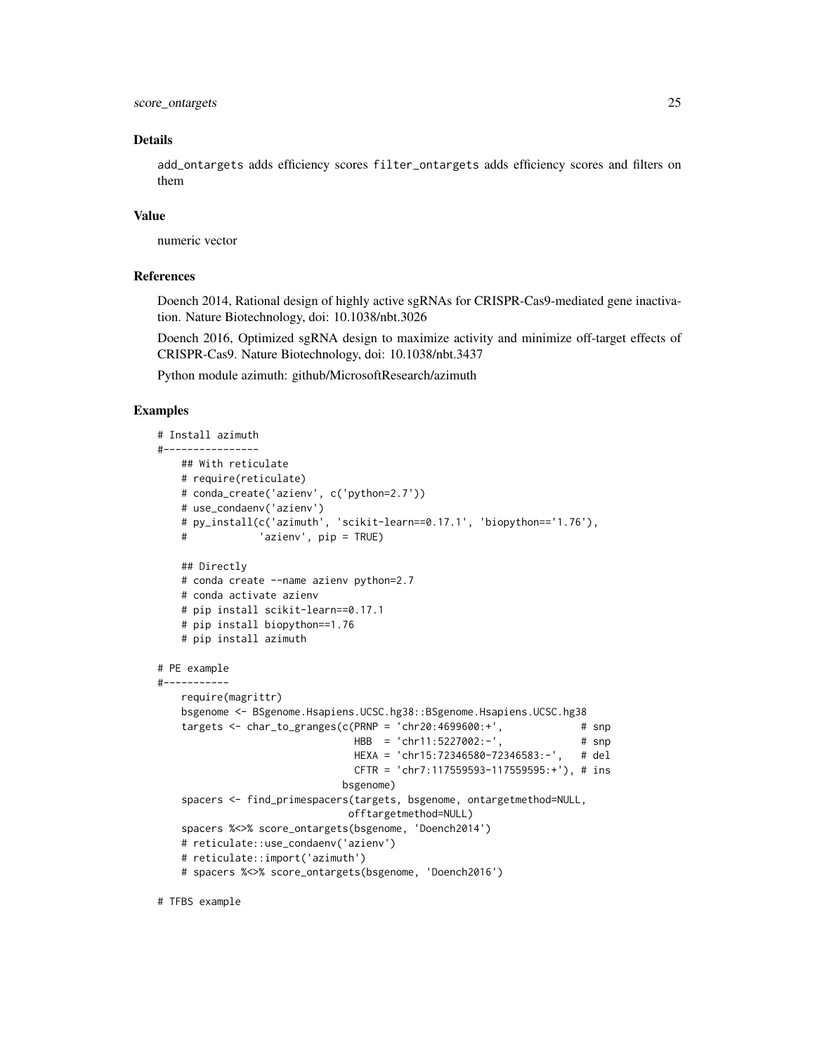## Details

`add_ontargets` adds efficiency scores `filter_ontargets` adds efficiency scores and filters on them

## Value

numeric vector

## References

Doench 2014, Rational design of highly active sgRNAs for CRISPR-Cas9-mediated gene inactivation. Nature Biotechnology, doi: 10.1038/nbt.3026

Doench 2016, Optimized sgRNA design to maximize activity and minimize off-target effects of CRISPR-Cas9. Nature Biotechnology, doi: 10.1038/nbt.3437

Python module azimuth: github/MicrosoftResearch/azimuth

## Examples

```
# Install azimuth
#----------------
    ## With reticulate
    # require(reticulate)
    # conda_create('azienv', c('python=2.7'))
    # use_condaenv('azienv')
    # py_install(c('azimuth', 'scikit-learn==0.17.1', 'biopython=='1.76'),
    #            'azienv', pip = TRUE)

    ## Directly
    # conda create --name azienv python=2.7
    # conda activate azienv
    # pip install scikit-learn==0.17.1
    # pip install biopython==1.76
    # pip install azimuth

# PE example
#-----------
    require(magrittr)
    bsgenome <- BSgenome.Hsapiens.UCSC.hg38::BSgenome.Hsapiens.UCSC.hg38
    targets <- char_to_granges(c(PRNP = 'chr20:4699600:+',             # snp
                                 HBB  = 'chr11:5227002:-',             # snp
                                 HEXA = 'chr15:72346580-72346583:-',   # del
                                 CFTR = 'chr7:117559593-117559595:+'), # ins
                               bsgenome)
    spacers <- find_primespacers(targets, bsgenome, ontargetmethod=NULL,
                                offtargetmethod=NULL)
    spacers %<>% score_ontargets(bsgenome, 'Doench2014')
    # reticulate::use_condaenv('azienv')
    # reticulate::import('azimuth')
    # spacers %<>% score_ontargets(bsgenome, 'Doench2016')

# TFBS example
```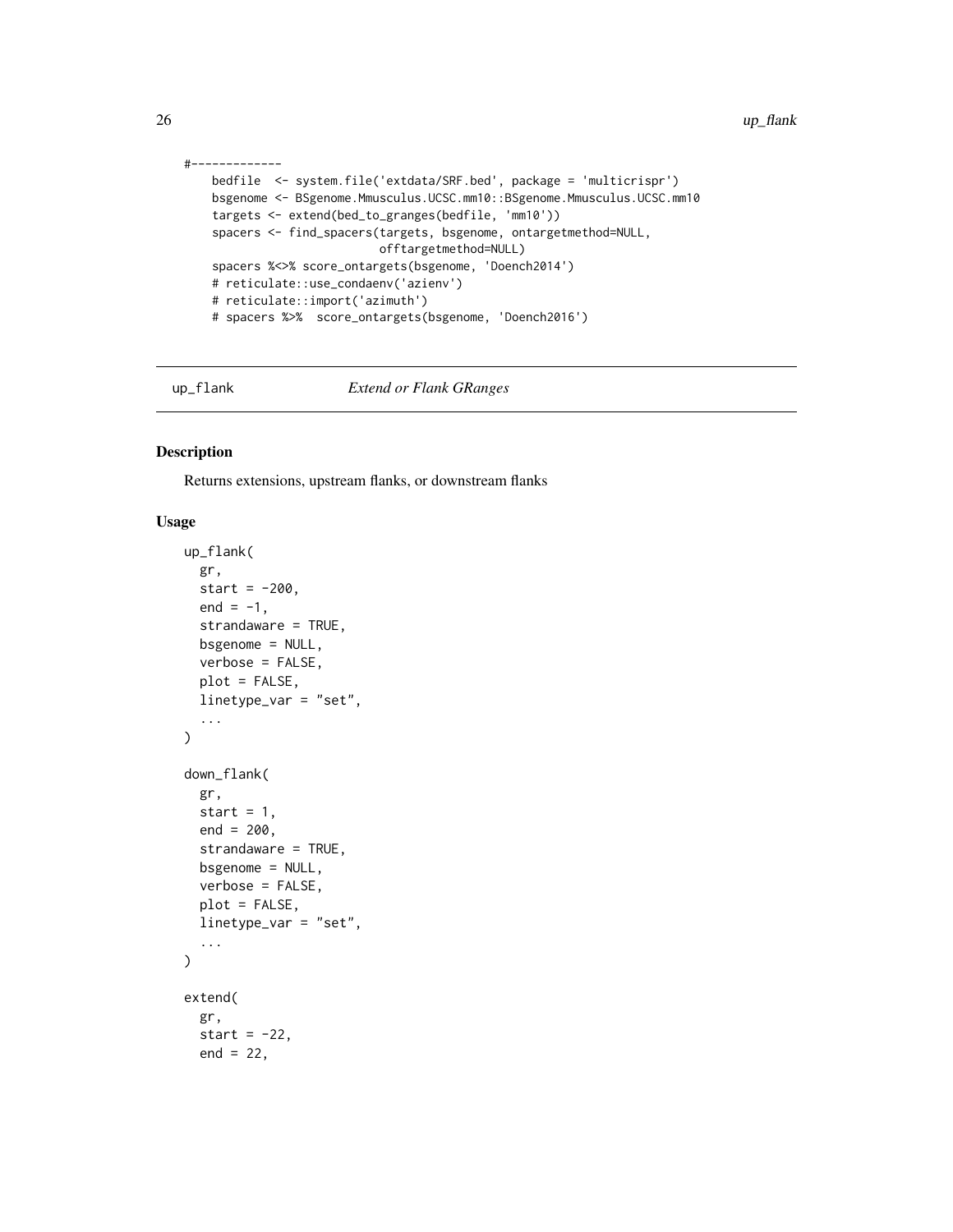```
#-------------
    bedfile  <- system.file('extdata/SRF.bed', package = 'multicrispr')
    bsgenome <- BSgenome.Mmusculus.UCSC.mm10::BSgenome.Mmusculus.UCSC.mm10
    targets <- extend(bed_to_granges(bedfile, 'mm10'))
    spacers <- find_spacers(targets, bsgenome, ontargetmethod=NULL,
                           offtargetmethod=NULL)
    spacers %<>% score_ontargets(bsgenome, 'Doench2014')
    # reticulate::use_condaenv('azienv')
    # reticulate::import('azimuth')
    # spacers %>%  score_ontargets(bsgenome, 'Doench2016')
```

---

## up_flank    *Extend or Flank GRanges*

---

### Description

Returns extensions, upstream flanks, or downstream flanks

### Usage

```
up_flank(
  gr,
  start = -200,
  end = -1,
  strandaware = TRUE,
  bsgenome = NULL,
  verbose = FALSE,
  plot = FALSE,
  linetype_var = "set",
  ...
)

down_flank(
  gr,
  start = 1,
  end = 200,
  strandaware = TRUE,
  bsgenome = NULL,
  verbose = FALSE,
  plot = FALSE,
  linetype_var = "set",
  ...
)

extend(
  gr,
  start = -22,
  end = 22,
```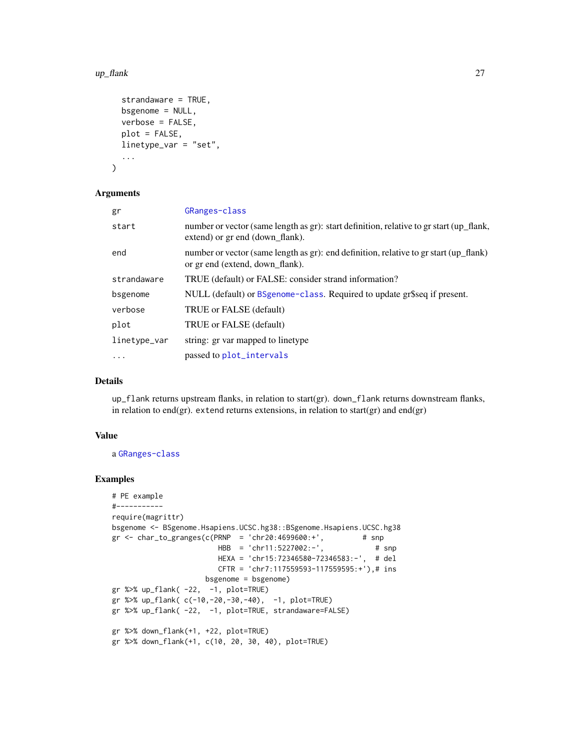```
  strandaware = TRUE,
  bsgenome = NULL,
  verbose = FALSE,
  plot = FALSE,
  linetype_var = "set",
  ...
)
```

## Arguments

| | |
|---|---|
| gr | GRanges-class |
| start | number or vector (same length as gr): start definition, relative to gr start (up_flank, extend) or gr end (down_flank). |
| end | number or vector (same length as gr): end definition, relative to gr start (up_flank) or gr end (extend, down_flank). |
| strandaware | TRUE (default) or FALSE: consider strand information? |
| bsgenome | NULL (default) or BSgenome-class. Required to update gr$seq if present. |
| verbose | TRUE or FALSE (default) |
| plot | TRUE or FALSE (default) |
| linetype_var | string: gr var mapped to linetype |
| ... | passed to plot_intervals |

## Details

up_flank returns upstream flanks, in relation to start(gr). down_flank returns downstream flanks, in relation to end(gr). extend returns extensions, in relation to start(gr) and end(gr)

## Value

a GRanges-class

## Examples

```
# PE example
#-----------
require(magrittr)
bsgenome <- BSgenome.Hsapiens.UCSC.hg38::BSgenome.Hsapiens.UCSC.hg38
gr <- char_to_granges(c(PRNP  = 'chr20:4699600:+',         # snp
                        HBB   = 'chr11:5227002:-',            # snp
                        HEXA  = 'chr15:72346580-72346583:-',  # del
                        CFTR  = 'chr7:117559593-117559595:+'),# ins
                      bsgenome = bsgenome)
gr %>% up_flank( -22,  -1, plot=TRUE)
gr %>% up_flank( c(-10,-20,-30,-40),  -1, plot=TRUE)
gr %>% up_flank( -22,  -1, plot=TRUE, strandaware=FALSE)

gr %>% down_flank(+1, +22, plot=TRUE)
gr %>% down_flank(+1, c(10, 20, 30, 40), plot=TRUE)
```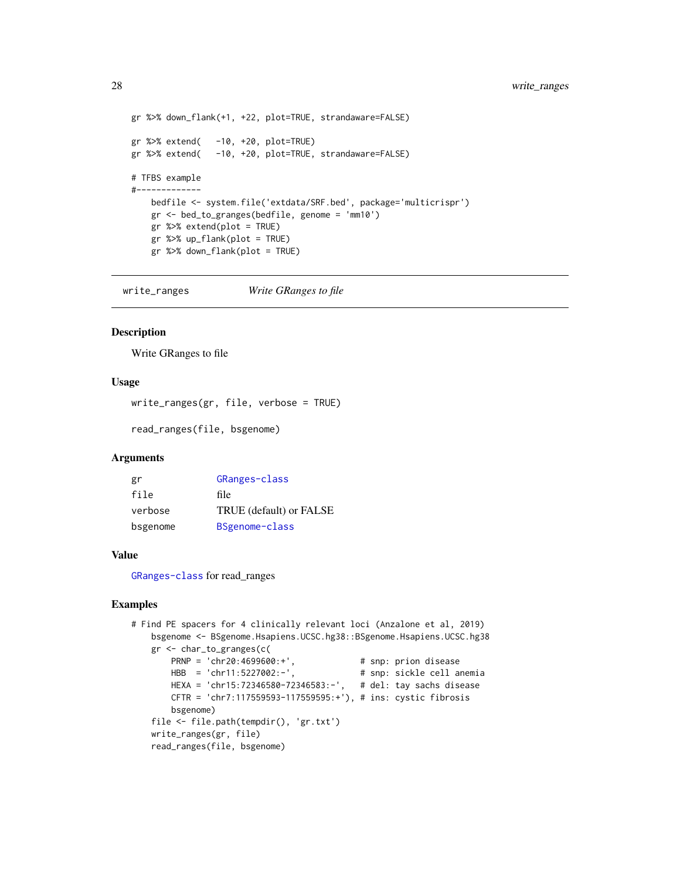```
gr %>% down_flank(+1, +22, plot=TRUE, strandaware=FALSE)

gr %>% extend(   -10, +20, plot=TRUE)
gr %>% extend(   -10, +20, plot=TRUE, strandaware=FALSE)

# TFBS example
#-------------
    bedfile <- system.file('extdata/SRF.bed', package='multicrispr')
    gr <- bed_to_granges(bedfile, genome = 'mm10')
    gr %>% extend(plot = TRUE)
    gr %>% up_flank(plot = TRUE)
    gr %>% down_flank(plot = TRUE)
```

## write_ranges *Write GRanges to file*

### Description

Write GRanges to file

### Usage

```
write_ranges(gr, file, verbose = TRUE)

read_ranges(file, bsgenome)
```

### Arguments

| | |
|---|---|
| gr | GRanges-class |
| file | file |
| verbose | TRUE (default) or FALSE |
| bsgenome | BSgenome-class |

### Value

GRanges-class for read_ranges

### Examples

```
# Find PE spacers for 4 clinically relevant loci (Anzalone et al, 2019)
    bsgenome <- BSgenome.Hsapiens.UCSC.hg38::BSgenome.Hsapiens.UCSC.hg38
    gr <- char_to_granges(c(
        PRNP = 'chr20:4699600:+',             # snp: prion disease
        HBB  = 'chr11:5227002:-',             # snp: sickle cell anemia
        HEXA = 'chr15:72346580-72346583:-',   # del: tay sachs disease
        CFTR = 'chr7:117559593-117559595:+'), # ins: cystic fibrosis
        bsgenome)
    file <- file.path(tempdir(), 'gr.txt')
    write_ranges(gr, file)
    read_ranges(file, bsgenome)
```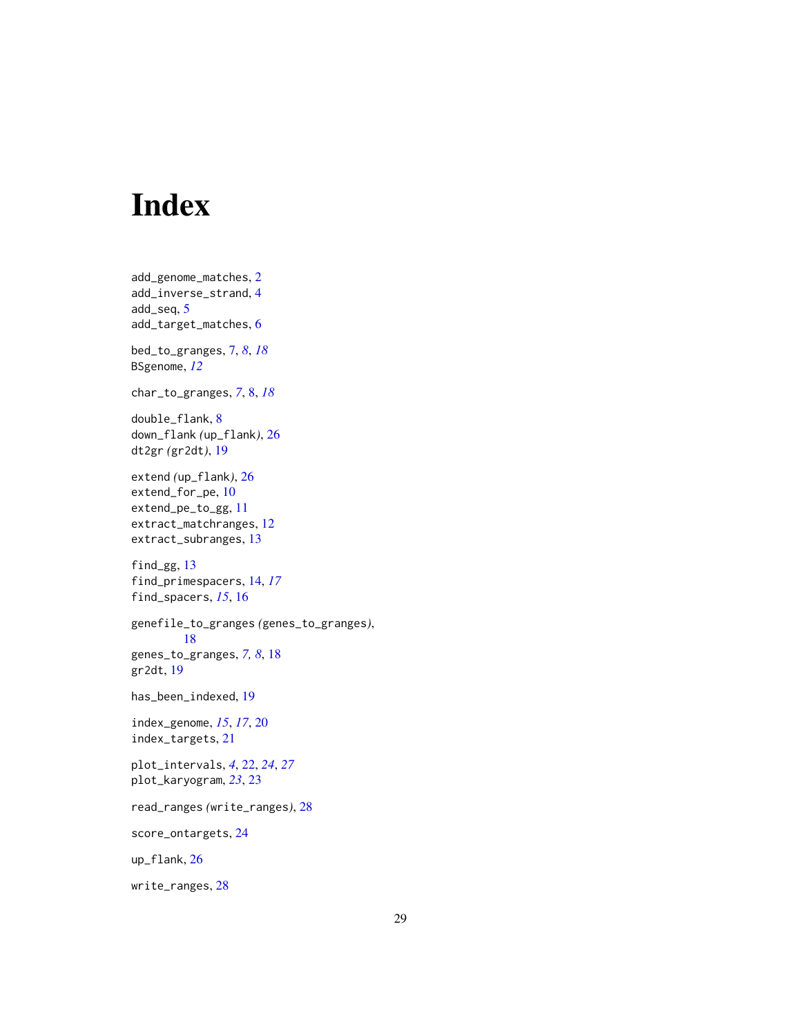# Index

add_genome_matches, 2
add_inverse_strand, 4
add_seq, 5
add_target_matches, 6

bed_to_granges, 7, *8*, *18*
BSgenome, *12*

char_to_granges, *7*, 8, *18*

double_flank, 8
down_flank *(*up_flank*)*, 26
dt2gr *(*gr2dt*)*, 19

extend *(*up_flank*)*, 26
extend_for_pe, 10
extend_pe_to_gg, 11
extract_matchranges, 12
extract_subranges, 13

find_gg, 13
find_primespacers, 14, *17*
find_spacers, *15*, 16

genefile_to_granges *(*genes_to_granges*)*, 18
genes_to_granges, *7*, *8*, 18
gr2dt, 19

has_been_indexed, 19

index_genome, *15*, *17*, 20
index_targets, 21

plot_intervals, *4*, 22, *24*, *27*
plot_karyogram, *23*, 23

read_ranges *(*write_ranges*)*, 28

score_ontargets, 24

up_flank, 26

write_ranges, 28